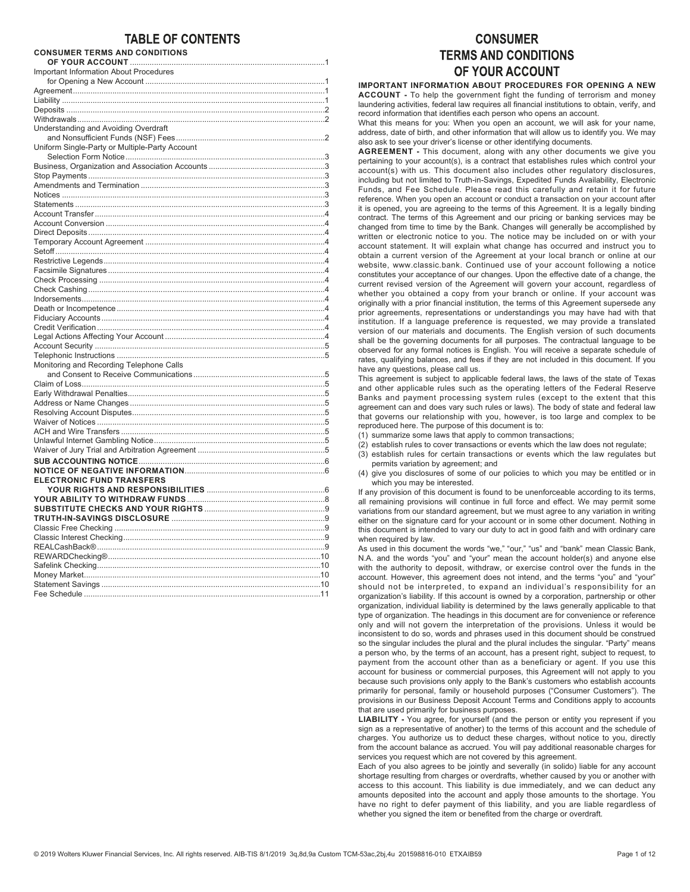# TABLE OF CONTENTS

**CONSUMER TERMS AND CONDITIONS OF YOUR ACCOUNT** ....................1
Important Information About Procedures for Opening a New Account ....................1
Agreement ....................1
Liability ....................1
Deposits ....................2
Withdrawals ....................2
Understanding and Avoiding Overdraft and Nonsufficient Funds (NSF) Fees ....................2
Uniform Single-Party or Multiple-Party Account Selection Form Notice ....................3
Business, Organization and Association Accounts ....................3
Stop Payments ....................3
Amendments and Termination ....................3
Notices ....................3
Statements ....................3
Account Transfer ....................4
Account Conversion ....................4
Direct Deposits ....................4
Temporary Account Agreement ....................4
Setoff ....................4
Restrictive Legends ....................4
Facsimile Signatures ....................4
Check Processing ....................4
Check Cashing ....................4
Indorsements ....................4
Death or Incompetence ....................4
Fiduciary Accounts ....................4
Credit Verification ....................4
Legal Actions Affecting Your Account ....................4
Account Security ....................5
Telephonic Instructions ....................5
Monitoring and Recording Telephone Calls and Consent to Receive Communications ....................5
Claim of Loss ....................5
Early Withdrawal Penalties ....................5
Address or Name Changes ....................5
Resolving Account Disputes ....................5
Waiver of Notices ....................5
ACH and Wire Transfers ....................5
Unlawful Internet Gambling Notice ....................5
Waiver of Jury Trial and Arbitration Agreement ....................5
**SUB ACCOUNTING NOTICE** ....................6
**NOTICE OF NEGATIVE INFORMATION** ....................6
**ELECTRONIC FUND TRANSFERS YOUR RIGHTS AND RESPONSIBILITIES** ....................6
**YOUR ABILITY TO WITHDRAW FUNDS** ....................8
**SUBSTITUTE CHECKS AND YOUR RIGHTS** ....................9
**TRUTH-IN-SAVINGS DISCLOSURE** ....................9
Classic Free Checking ....................9
Classic Interest Checking ....................9
REALCashBack® ....................9
REWARDChecking® ....................10
Safelink Checking ....................10
Money Market ....................10
Statement Savings ....................10
Fee Schedule ....................11

# CONSUMER TERMS AND CONDITIONS OF YOUR ACCOUNT

**IMPORTANT INFORMATION ABOUT PROCEDURES FOR OPENING A NEW ACCOUNT -** To help the government fight the funding of terrorism and money laundering activities, federal law requires all financial institutions to obtain, verify, and record information that identifies each person who opens an account.

What this means for you: When you open an account, we will ask for your name, address, date of birth, and other information that will allow us to identify you. We may also ask to see your driver's license or other identifying documents.

**AGREEMENT -** This document, along with any other documents we give you pertaining to your account(s), is a contract that establishes rules which control your account(s) with us. This document also includes other regulatory disclosures, including but not limited to Truth-in-Savings, Expedited Funds Availability, Electronic Funds, and Fee Schedule. Please read this carefully and retain it for future reference. When you open an account or conduct a transaction on your account after it is opened, you are agreeing to the terms of this Agreement. It is a legally binding contract. The terms of this Agreement and our pricing or banking services may be changed from time to time by the Bank. Changes will generally be accomplished by written or electronic notice to you. The notice may be included on or with your account statement. It will explain what change has occurred and instruct you to obtain a current version of the Agreement at your local branch or online at our website, www.classic.bank. Continued use of your account following a notice constitutes your acceptance of our changes. Upon the effective date of a change, the current revised version of the Agreement will govern your account, regardless of whether you obtained a copy from your branch or online. If your account was originally with a prior financial institution, the terms of this Agreement supersede any prior agreements, representations or understandings you may have had with that institution. If a language preference is requested, we may provide a translated version of our materials and documents. The English version of such documents shall be the governing documents for all purposes. The contractual language to be observed for any formal notices is English. You will receive a separate schedule of rates, qualifying balances, and fees if they are not included in this document. If you have any questions, please call us.

This agreement is subject to applicable federal laws, the laws of the state of Texas and other applicable rules such as the operating letters of the Federal Reserve Banks and payment processing system rules (except to the extent that this agreement can and does vary such rules or laws). The body of state and federal law that governs our relationship with you, however, is too large and complex to be reproduced here. The purpose of this document is to:

(1) summarize some laws that apply to common transactions;
(2) establish rules to cover transactions or events which the law does not regulate;
(3) establish rules for certain transactions or events which the law regulates but permits variation by agreement; and
(4) give you disclosures of some of our policies to which you may be entitled or in which you may be interested.

If any provision of this document is found to be unenforceable according to its terms, all remaining provisions will continue in full force and effect. We may permit some variations from our standard agreement, but we must agree to any variation in writing either on the signature card for your account or in some other document. Nothing in this document is intended to vary our duty to act in good faith and with ordinary care when required by law.

As used in this document the words "we," "our," "us" and "bank" mean Classic Bank, N.A. and the words "you" and "your" mean the account holder(s) and anyone else with the authority to deposit, withdraw, or exercise control over the funds in the account. However, this agreement does not intend, and the terms "you" and "your" should not be interpreted, to expand an individual's responsibility for an organization's liability. If this account is owned by a corporation, partnership or other organization, individual liability is determined by the laws generally applicable to that type of organization. The headings in this document are for convenience or reference only and will not govern the interpretation of the provisions. Unless it would be inconsistent to do so, words and phrases used in this document should be construed so the singular includes the plural and the plural includes the singular. "Party" means a person who, by the terms of an account, has a present right, subject to request, to payment from the account other than as a beneficiary or agent. If you use this account for business or commercial purposes, this Agreement will not apply to you because such provisions only apply to the Bank's customers who establish accounts primarily for personal, family or household purposes ("Consumer Customers"). The provisions in our Business Deposit Account Terms and Conditions apply to accounts that are used primarily for business purposes.

**LIABILITY -** You agree, for yourself (and the person or entity you represent if you sign as a representative of another) to the terms of this account and the schedule of charges. You authorize us to deduct these charges, without notice to you, directly from the account balance as accrued. You will pay additional reasonable charges for services you request which are not covered by this agreement.

Each of you also agrees to be jointly and severally (in solido) liable for any account shortage resulting from charges or overdrafts, whether caused by you or another with access to this account. This liability is due immediately, and we can deduct any amounts deposited into the account and apply those amounts to the shortage. You have no right to defer payment of this liability, and you are liable regardless of whether you signed the item or benefited from the charge or overdraft.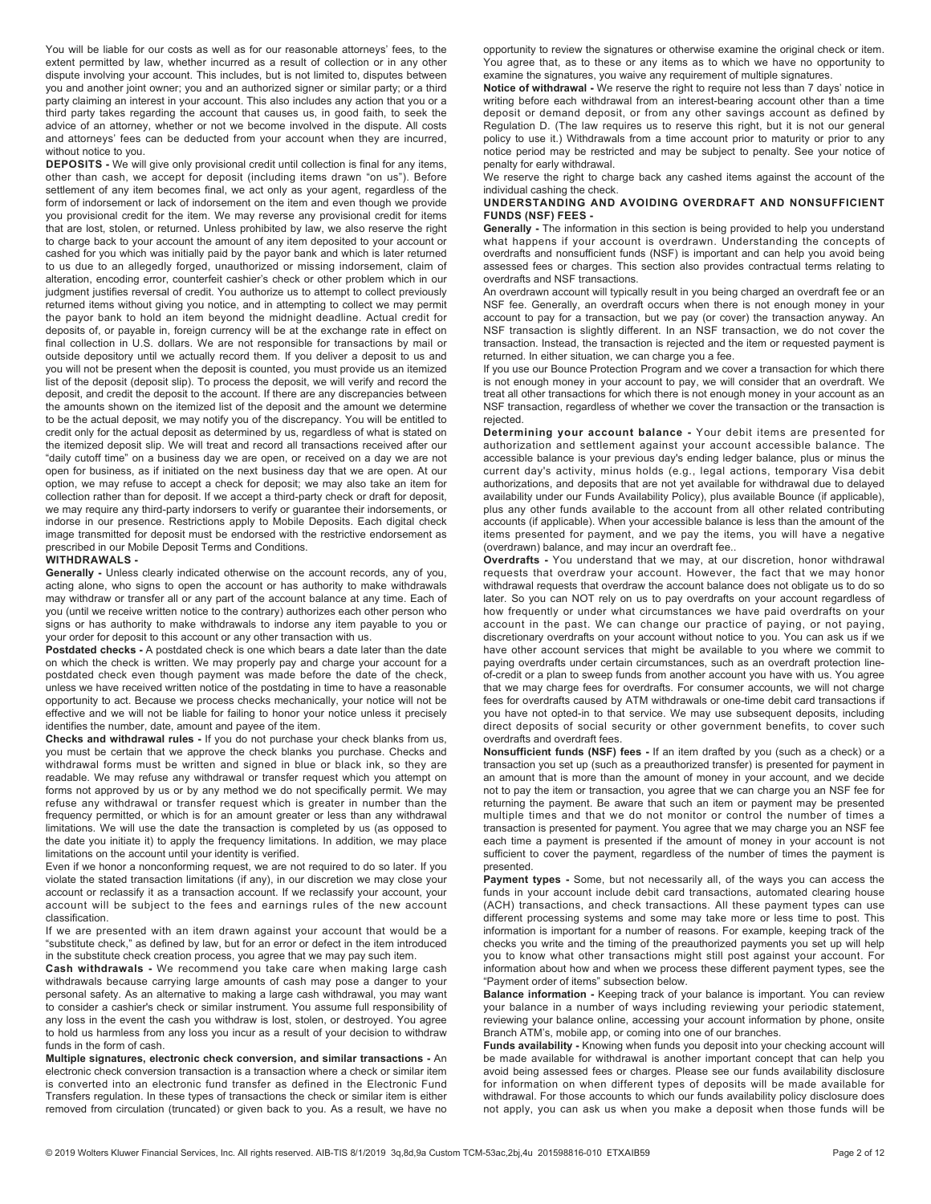You will be liable for our costs as well as for our reasonable attorneys' fees, to the extent permitted by law, whether incurred as a result of collection or in any other dispute involving your account. This includes, but is not limited to, disputes between you and another joint owner; you and an authorized signer or similar party; or a third party claiming an interest in your account. This also includes any action that you or a third party takes regarding the account that causes us, in good faith, to seek the advice of an attorney, whether or not we become involved in the dispute. All costs and attorneys' fees can be deducted from your account when they are incurred, without notice to you.

**DEPOSITS -** We will give only provisional credit until collection is final for any items, other than cash, we accept for deposit (including items drawn "on us"). Before settlement of any item becomes final, we act only as your agent, regardless of the form of indorsement or lack of indorsement on the item and even though we provide you provisional credit for the item. We may reverse any provisional credit for items that are lost, stolen, or returned. Unless prohibited by law, we also reserve the right to charge back to your account the amount of any item deposited to your account or cashed for you which was initially paid by the payor bank and which is later returned to us due to an allegedly forged, unauthorized or missing indorsement, claim of alteration, encoding error, counterfeit cashier's check or other problem which in our judgment justifies reversal of credit. You authorize us to attempt to collect previously returned items without giving you notice, and in attempting to collect we may permit the payor bank to hold an item beyond the midnight deadline. Actual credit for deposits of, or payable in, foreign currency will be at the exchange rate in effect on final collection in U.S. dollars. We are not responsible for transactions by mail or outside depository until we actually record them. If you deliver a deposit to us and you will not be present when the deposit is counted, you must provide us an itemized list of the deposit (deposit slip). To process the deposit, we will verify and record the deposit, and credit the deposit to the account. If there are any discrepancies between the amounts shown on the itemized list of the deposit and the amount we determine to be the actual deposit, we may notify you of the discrepancy. You will be entitled to credit only for the actual deposit as determined by us, regardless of what is stated on the itemized deposit slip. We will treat and record all transactions received after our "daily cutoff time" on a business day we are open, or received on a day we are not open for business, as if initiated on the next business day that we are open. At our option, we may refuse to accept a check for deposit; we may also take an item for collection rather than for deposit. If we accept a third-party check or draft for deposit, we may require any third-party indorsers to verify or guarantee their indorsements, or indorse in our presence. Restrictions apply to Mobile Deposits. Each digital check image transmitted for deposit must be endorsed with the restrictive endorsement as prescribed in our Mobile Deposit Terms and Conditions.

**WITHDRAWALS -**

**Generally -** Unless clearly indicated otherwise on the account records, any of you, acting alone, who signs to open the account or has authority to make withdrawals may withdraw or transfer all or any part of the account balance at any time. Each of you (until we receive written notice to the contrary) authorizes each other person who signs or has authority to make withdrawals to indorse any item payable to you or your order for deposit to this account or any other transaction with us.

**Postdated checks -** A postdated check is one which bears a date later than the date on which the check is written. We may properly pay and charge your account for a postdated check even though payment was made before the date of the check, unless we have received written notice of the postdating in time to have a reasonable opportunity to act. Because we process checks mechanically, your notice will not be effective and we will not be liable for failing to honor your notice unless it precisely identifies the number, date, amount and payee of the item.

**Checks and withdrawal rules -** If you do not purchase your check blanks from us, you must be certain that we approve the check blanks you purchase. Checks and withdrawal forms must be written and signed in blue or black ink, so they are readable. We may refuse any withdrawal or transfer request which you attempt on forms not approved by us or by any method we do not specifically permit. We may refuse any withdrawal or transfer request which is greater in number than the frequency permitted, or which is for an amount greater or less than any withdrawal limitations. We will use the date the transaction is completed by us (as opposed to the date you initiate it) to apply the frequency limitations. In addition, we may place limitations on the account until your identity is verified.

Even if we honor a nonconforming request, we are not required to do so later. If you violate the stated transaction limitations (if any), in our discretion we may close your account or reclassify it as a transaction account. If we reclassify your account, your account will be subject to the fees and earnings rules of the new account classification.

If we are presented with an item drawn against your account that would be a "substitute check," as defined by law, but for an error or defect in the item introduced in the substitute check creation process, you agree that we may pay such item.

**Cash withdrawals -** We recommend you take care when making large cash withdrawals because carrying large amounts of cash may pose a danger to your personal safety. As an alternative to making a large cash withdrawal, you may want to consider a cashier's check or similar instrument. You assume full responsibility of any loss in the event the cash you withdraw is lost, stolen, or destroyed. You agree to hold us harmless from any loss you incur as a result of your decision to withdraw funds in the form of cash.

**Multiple signatures, electronic check conversion, and similar transactions -** An electronic check conversion transaction is a transaction where a check or similar item is converted into an electronic fund transfer as defined in the Electronic Fund Transfers regulation. In these types of transactions the check or similar item is either removed from circulation (truncated) or given back to you. As a result, we have no opportunity to review the signatures or otherwise examine the original check or item. You agree that, as to these or any items as to which we have no opportunity to examine the signatures, you waive any requirement of multiple signatures.

**Notice of withdrawal -** We reserve the right to require not less than 7 days' notice in writing before each withdrawal from an interest-bearing account other than a time deposit or demand deposit, or from any other savings account as defined by Regulation D. (The law requires us to reserve this right, but it is not our general policy to use it.) Withdrawals from a time account prior to maturity or prior to any notice period may be restricted and may be subject to penalty. See your notice of penalty for early withdrawal.

We reserve the right to charge back any cashed items against the account of the individual cashing the check.

**UNDERSTANDING AND AVOIDING OVERDRAFT AND NONSUFFICIENT FUNDS (NSF) FEES -**

**Generally -** The information in this section is being provided to help you understand what happens if your account is overdrawn. Understanding the concepts of overdrafts and nonsufficient funds (NSF) is important and can help you avoid being assessed fees or charges. This section also provides contractual terms relating to overdrafts and NSF transactions.

An overdrawn account will typically result in you being charged an overdraft fee or an NSF fee. Generally, an overdraft occurs when there is not enough money in your account to pay for a transaction, but we pay (or cover) the transaction anyway. An NSF transaction is slightly different. In an NSF transaction, we do not cover the transaction. Instead, the transaction is rejected and the item or requested payment is returned. In either situation, we can charge you a fee.

If you use our Bounce Protection Program and we cover a transaction for which there is not enough money in your account to pay, we will consider that an overdraft. We treat all other transactions for which there is not enough money in your account as an NSF transaction, regardless of whether we cover the transaction or the transaction is rejected.

**Determining your account balance -** Your debit items are presented for authorization and settlement against your account accessible balance. The accessible balance is your previous day's ending ledger balance, plus or minus the current day's activity, minus holds (e.g., legal actions, temporary Visa debit authorizations, and deposits that are not yet available for withdrawal due to delayed availability under our Funds Availability Policy), plus available Bounce (if applicable), plus any other funds available to the account from all other related contributing accounts (if applicable). When your accessible balance is less than the amount of the items presented for payment, and we pay the items, you will have a negative (overdrawn) balance, and may incur an overdraft fee..

**Overdrafts -** You understand that we may, at our discretion, honor withdrawal requests that overdraw your account. However, the fact that we may honor withdrawal requests that overdraw the account balance does not obligate us to do so later. So you can NOT rely on us to pay overdrafts on your account regardless of how frequently or under what circumstances we have paid overdrafts on your account in the past. We can change our practice of paying, or not paying, discretionary overdrafts on your account without notice to you. You can ask us if we have other account services that might be available to you where we commit to paying overdrafts under certain circumstances, such as an overdraft protection line-of-credit or a plan to sweep funds from another account you have with us. You agree that we may charge fees for overdrafts. For consumer accounts, we will not charge fees for overdrafts caused by ATM withdrawals or one-time debit card transactions if you have not opted-in to that service. We may use subsequent deposits, including direct deposits of social security or other government benefits, to cover such overdrafts and overdraft fees.

**Nonsufficient funds (NSF) fees -** If an item drafted by you (such as a check) or a transaction you set up (such as a preauthorized transfer) is presented for payment in an amount that is more than the amount of money in your account, and we decide not to pay the item or transaction, you agree that we can charge you an NSF fee for returning the payment. Be aware that such an item or payment may be presented multiple times and that we do not monitor or control the number of times a transaction is presented for payment. You agree that we may charge you an NSF fee each time a payment is presented if the amount of money in your account is not sufficient to cover the payment, regardless of the number of times the payment is presented.

**Payment types -** Some, but not necessarily all, of the ways you can access the funds in your account include debit card transactions, automated clearing house (ACH) transactions, and check transactions. All these payment types can use different processing systems and some may take more or less time to post. This information is important for a number of reasons. For example, keeping track of the checks you write and the timing of the preauthorized payments you set up will help you to know what other transactions might still post against your account. For information about how and when we process these different payment types, see the "Payment order of items" subsection below.

**Balance information -** Keeping track of your balance is important. You can review your balance in a number of ways including reviewing your periodic statement, reviewing your balance online, accessing your account information by phone, onsite Branch ATM's, mobile app, or coming into one of our branches.

**Funds availability -** Knowing when funds you deposit into your checking account will be made available for withdrawal is another important concept that can help you avoid being assessed fees or charges. Please see our funds availability disclosure for information on when different types of deposits will be made available for withdrawal. For those accounts to which our funds availability policy disclosure does not apply, you can ask us when you make a deposit when those funds will be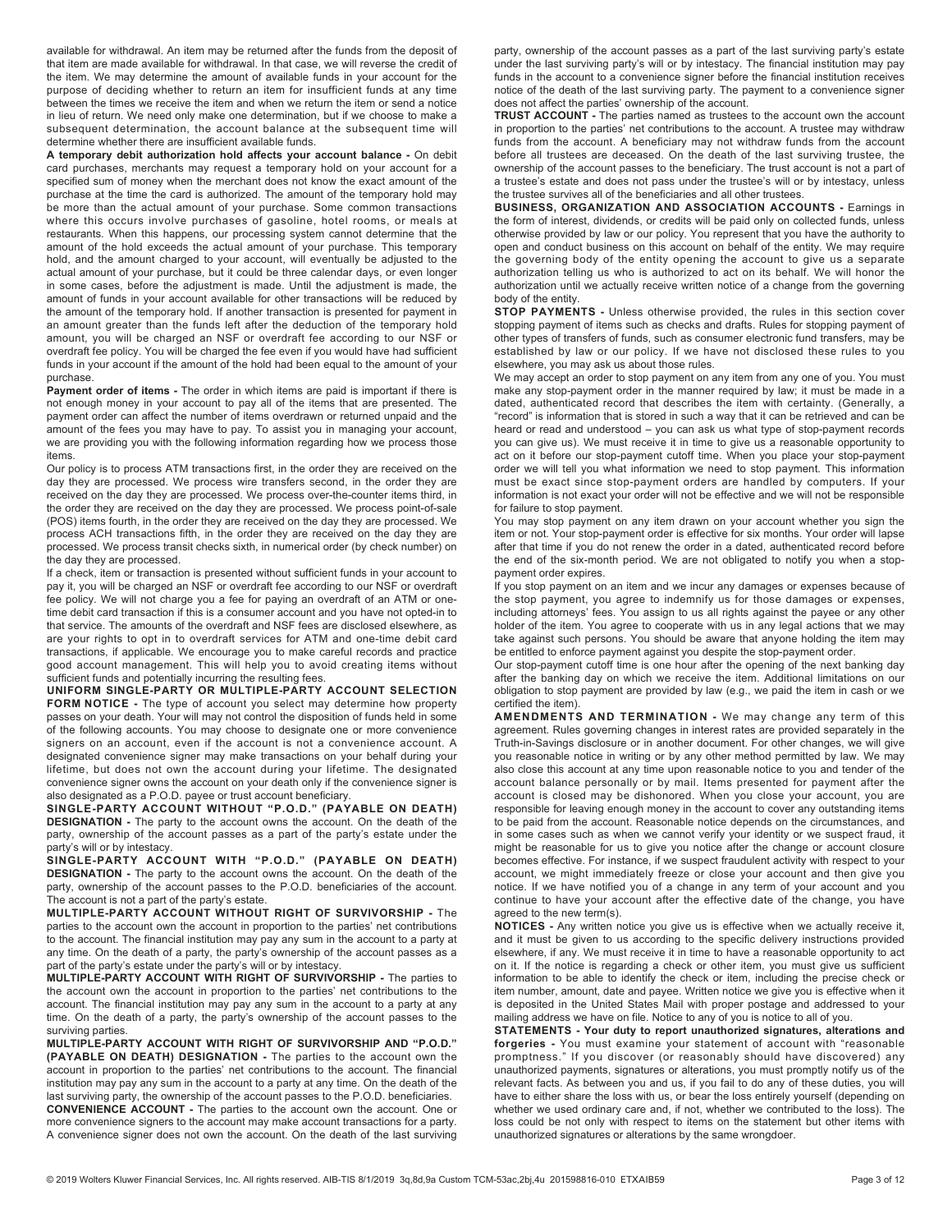available for withdrawal. An item may be returned after the funds from the deposit of that item are made available for withdrawal. In that case, we will reverse the credit of the item. We may determine the amount of available funds in your account for the purpose of deciding whether to return an item for insufficient funds at any time between the times we receive the item and when we return the item or send a notice in lieu of return. We need only make one determination, but if we choose to make a subsequent determination, the account balance at the subsequent time will determine whether there are insufficient available funds.

**A temporary debit authorization hold affects your account balance -** On debit card purchases, merchants may request a temporary hold on your account for a specified sum of money when the merchant does not know the exact amount of the purchase at the time the card is authorized. The amount of the temporary hold may be more than the actual amount of your purchase. Some common transactions where this occurs involve purchases of gasoline, hotel rooms, or meals at restaurants. When this happens, our processing system cannot determine that the amount of the hold exceeds the actual amount of your purchase. This temporary hold, and the amount charged to your account, will eventually be adjusted to the actual amount of your purchase, but it could be three calendar days, or even longer in some cases, before the adjustment is made. Until the adjustment is made, the amount of funds in your account available for other transactions will be reduced by the amount of the temporary hold. If another transaction is presented for payment in an amount greater than the funds left after the deduction of the temporary hold amount, you will be charged an NSF or overdraft fee according to our NSF or overdraft fee policy. You will be charged the fee even if you would have had sufficient funds in your account if the amount of the hold had been equal to the amount of your purchase.

**Payment order of items -** The order in which items are paid is important if there is not enough money in your account to pay all of the items that are presented. The payment order can affect the number of items overdrawn or returned unpaid and the amount of the fees you may have to pay. To assist you in managing your account, we are providing you with the following information regarding how we process those items.

Our policy is to process ATM transactions first, in the order they are received on the day they are processed. We process wire transfers second, in the order they are received on the day they are processed. We process over-the-counter items third, in the order they are received on the day they are processed. We process point-of-sale (POS) items fourth, in the order they are received on the day they are processed. We process ACH transactions fifth, in the order they are received on the day they are processed. We process transit checks sixth, in numerical order (by check number) on the day they are processed.

If a check, item or transaction is presented without sufficient funds in your account to pay it, you will be charged an NSF or overdraft fee according to our NSF or overdraft fee policy. We will not charge you a fee for paying an overdraft of an ATM or one-time debit card transaction if this is a consumer account and you have not opted-in to that service. The amounts of the overdraft and NSF fees are disclosed elsewhere, as are your rights to opt in to overdraft services for ATM and one-time debit card transactions, if applicable. We encourage you to make careful records and practice good account management. This will help you to avoid creating items without sufficient funds and potentially incurring the resulting fees.

**UNIFORM SINGLE-PARTY OR MULTIPLE-PARTY ACCOUNT SELECTION FORM NOTICE -** The type of account you select may determine how property passes on your death. Your will may not control the disposition of funds held in some of the following accounts. You may choose to designate one or more convenience signers on an account, even if the account is not a convenience account. A designated convenience signer may make transactions on your behalf during your lifetime, but does not own the account during your lifetime. The designated convenience signer owns the account on your death only if the convenience signer is also designated as a P.O.D. payee or trust account beneficiary.

**SINGLE-PARTY ACCOUNT WITHOUT "P.O.D." (PAYABLE ON DEATH) DESIGNATION -** The party to the account owns the account. On the death of the party, ownership of the account passes as a part of the party's estate under the party's will or by intestacy.

**SINGLE-PARTY ACCOUNT WITH "P.O.D." (PAYABLE ON DEATH) DESIGNATION -** The party to the account owns the account. On the death of the party, ownership of the account passes to the P.O.D. beneficiaries of the account. The account is not a part of the party's estate.

**MULTIPLE-PARTY ACCOUNT WITHOUT RIGHT OF SURVIVORSHIP -** The parties to the account own the account in proportion to the parties' net contributions to the account. The financial institution may pay any sum in the account to a party at any time. On the death of a party, the party's ownership of the account passes as a part of the party's estate under the party's will or by intestacy.

**MULTIPLE-PARTY ACCOUNT WITH RIGHT OF SURVIVORSHIP -** The parties to the account own the account in proportion to the parties' net contributions to the account. The financial institution may pay any sum in the account to a party at any time. On the death of a party, the party's ownership of the account passes to the surviving parties.

**MULTIPLE-PARTY ACCOUNT WITH RIGHT OF SURVIVORSHIP AND "P.O.D." (PAYABLE ON DEATH) DESIGNATION -** The parties to the account own the account in proportion to the parties' net contributions to the account. The financial institution may pay any sum in the account to a party at any time. On the death of the last surviving party, the ownership of the account passes to the P.O.D. beneficiaries.

**CONVENIENCE ACCOUNT -** The parties to the account own the account. One or more convenience signers to the account may make account transactions for a party. A convenience signer does not own the account. On the death of the last surviving party, ownership of the account passes as a part of the last surviving party's estate under the last surviving party's will or by intestacy. The financial institution may pay funds in the account to a convenience signer before the financial institution receives notice of the death of the last surviving party. The payment to a convenience signer does not affect the parties' ownership of the account.

**TRUST ACCOUNT -** The parties named as trustees to the account own the account in proportion to the parties' net contributions to the account. A trustee may withdraw funds from the account. A beneficiary may not withdraw funds from the account before all trustees are deceased. On the death of the last surviving trustee, the ownership of the account passes to the beneficiary. The trust account is not a part of a trustee's estate and does not pass under the trustee's will or by intestacy, unless the trustee survives all of the beneficiaries and all other trustees.

**BUSINESS, ORGANIZATION AND ASSOCIATION ACCOUNTS -** Earnings in the form of interest, dividends, or credits will be paid only on collected funds, unless otherwise provided by law or our policy. You represent that you have the authority to open and conduct business on this account on behalf of the entity. We may require the governing body of the entity opening the account to give us a separate authorization telling us who is authorized to act on its behalf. We will honor the authorization until we actually receive written notice of a change from the governing body of the entity.

**STOP PAYMENTS -** Unless otherwise provided, the rules in this section cover stopping payment of items such as checks and drafts. Rules for stopping payment of other types of transfers of funds, such as consumer electronic fund transfers, may be established by law or our policy. If we have not disclosed these rules to you elsewhere, you may ask us about those rules.

We may accept an order to stop payment on any item from any one of you. You must make any stop-payment order in the manner required by law; it must be made in a dated, authenticated record that describes the item with certainty. (Generally, a "record" is information that is stored in such a way that it can be retrieved and can be heard or read and understood – you can ask us what type of stop-payment records you can give us.) We must receive it in time to give us a reasonable opportunity to act on it before our stop-payment cutoff time. When you place your stop-payment order we will tell you what information we need to stop payment. This information must be exact since stop-payment orders are handled by computers. If your information is not exact your order will not be effective and we will not be responsible for failure to stop payment.

You may stop payment on any item drawn on your account whether you sign the item or not. Your stop-payment order is effective for six months. Your order will lapse after that time if you do not renew the order in a dated, authenticated record before the end of the six-month period. We are not obligated to notify you when a stop-payment order expires.

If you stop payment on an item and we incur any damages or expenses because of the stop payment, you agree to indemnify us for those damages or expenses, including attorneys' fees. You assign to us all rights against the payee or any other holder of the item. You agree to cooperate with us in any legal actions that we may take against such persons. You should be aware that anyone holding the item may be entitled to enforce payment against you despite the stop-payment order.

Our stop-payment cutoff time is one hour after the opening of the next banking day after the banking day on which we receive the item. Additional limitations on our obligation to stop payment are provided by law (e.g., we paid the item in cash or we certified the item).

**AMENDMENTS AND TERMINATION -** We may change any term of this agreement. Rules governing changes in interest rates are provided separately in the Truth-in-Savings disclosure or in another document. For other changes, we will give you reasonable notice in writing or by any other method permitted by law. We may also close this account at any time upon reasonable notice to you and tender of the account balance personally or by mail. Items presented for payment after the account is closed may be dishonored. When you close your account, you are responsible for leaving enough money in the account to cover any outstanding items to be paid from the account. Reasonable notice depends on the circumstances, and in some cases such as when we cannot verify your identity or we suspect fraud, it might be reasonable for us to give you notice after the change or account closure becomes effective. For instance, if we suspect fraudulent activity with respect to your account, we might immediately freeze or close your account and then give you notice. If we have notified you of a change in any term of your account and you continue to have your account after the effective date of the change, you have agreed to the new term(s).

**NOTICES -** Any written notice you give us is effective when we actually receive it, and it must be given to us according to the specific delivery instructions provided elsewhere, if any. We must receive it in time to have a reasonable opportunity to act on it. If the notice is regarding a check or other item, you must give us sufficient information to be able to identify the check or item, including the precise check or item number, amount, date and payee. Written notice we give you is effective when it is deposited in the United States Mail with proper postage and addressed to your mailing address we have on file. Notice to any of you is notice to all of you.

**STATEMENTS - Your duty to report unauthorized signatures, alterations and forgeries -** You must examine your statement of account with "reasonable promptness." If you discover (or reasonably should have discovered) any unauthorized payments, signatures or alterations, you must promptly notify us of the relevant facts. As between you and us, if you fail to do any of these duties, you will have to either share the loss with us, or bear the loss entirely yourself (depending on whether we used ordinary care and, if not, whether we contributed to the loss). The loss could be not only with respect to items on the statement but other items with unauthorized signatures or alterations by the same wrongdoer.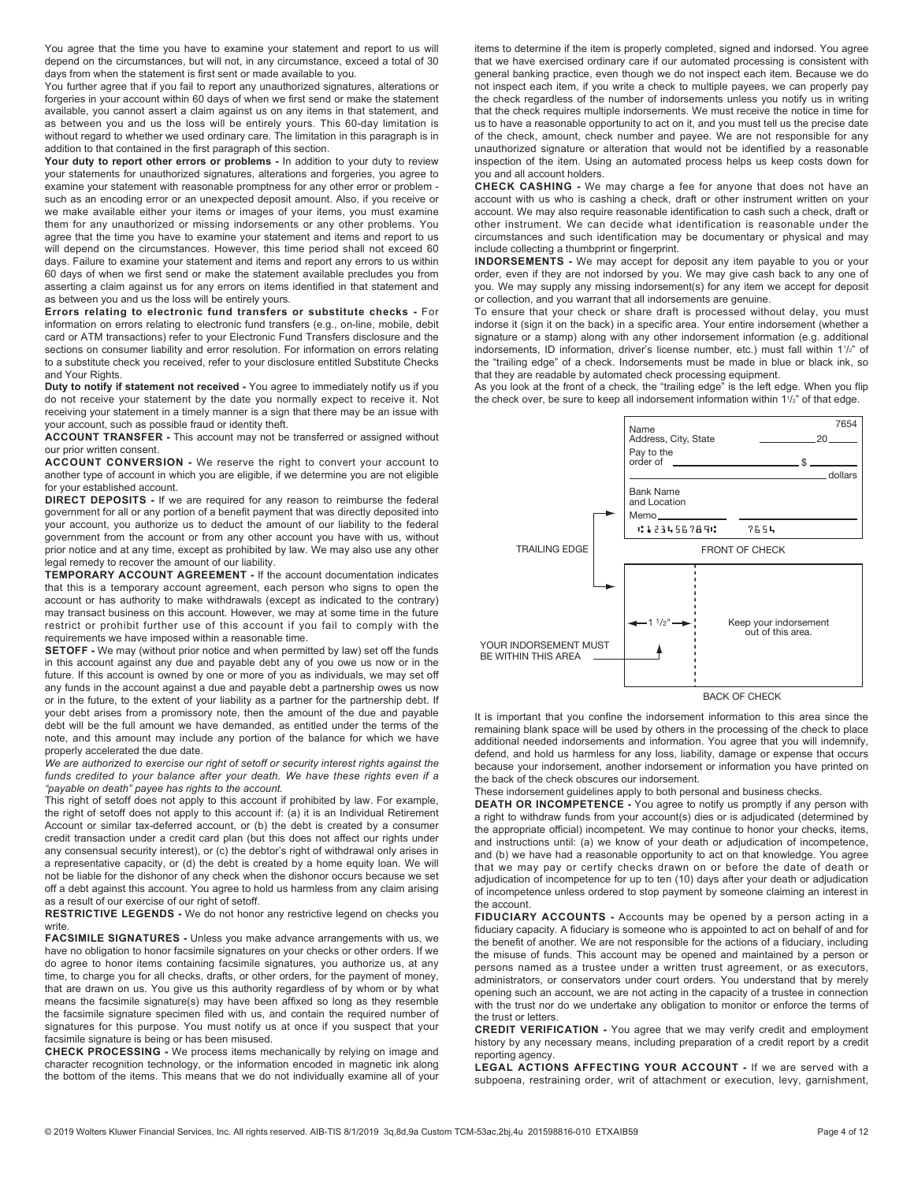You agree that the time you have to examine your statement and report to us will depend on the circumstances, but will not, in any circumstance, exceed a total of 30 days from when the statement is first sent or made available to you.

You further agree that if you fail to report any unauthorized signatures, alterations or forgeries in your account within 60 days of when we first send or make the statement available, you cannot assert a claim against us on any items in that statement, and as between you and us the loss will be entirely yours. This 60-day limitation is without regard to whether we used ordinary care. The limitation in this paragraph is in addition to that contained in the first paragraph of this section.

**Your duty to report other errors or problems -** In addition to your duty to review your statements for unauthorized signatures, alterations and forgeries, you agree to examine your statement with reasonable promptness for any other error or problem - such as an encoding error or an unexpected deposit amount. Also, if you receive or we make available either your items or images of your items, you must examine them for any unauthorized or missing indorsements or any other problems. You agree that the time you have to examine your statement and items and report to us will depend on the circumstances. However, this time period shall not exceed 60 days. Failure to examine your statement and items and report any errors to us within 60 days of when we first send or make the statement available precludes you from asserting a claim against us for any errors on items identified in that statement and as between you and us the loss will be entirely yours.

**Errors relating to electronic fund transfers or substitute checks -** For information on errors relating to electronic fund transfers (e.g., on-line, mobile, debit card or ATM transactions) refer to your Electronic Fund Transfers disclosure and the sections on consumer liability and error resolution. For information on errors relating to a substitute check you received, refer to your disclosure entitled Substitute Checks and Your Rights.

**Duty to notify if statement not received -** You agree to immediately notify us if you do not receive your statement by the date you normally expect to receive it. Not receiving your statement in a timely manner is a sign that there may be an issue with your account, such as possible fraud or identity theft.

**ACCOUNT TRANSFER -** This account may not be transferred or assigned without our prior written consent.

**ACCOUNT CONVERSION -** We reserve the right to convert your account to another type of account in which you are eligible, if we determine you are not eligible for your established account.

**DIRECT DEPOSITS -** If we are required for any reason to reimburse the federal government for all or any portion of a benefit payment that was directly deposited into your account, you authorize us to deduct the amount of our liability to the federal government from the account or from any other account you have with us, without prior notice and at any time, except as prohibited by law. We may also use any other legal remedy to recover the amount of our liability.

**TEMPORARY ACCOUNT AGREEMENT -** If the account documentation indicates that this is a temporary account agreement, each person who signs to open the account or has authority to make withdrawals (except as indicated to the contrary) may transact business on this account. However, we may at some time in the future restrict or prohibit further use of this account if you fail to comply with the requirements we have imposed within a reasonable time.

**SETOFF -** We may (without prior notice and when permitted by law) set off the funds in this account against any due and payable debt any of you owe us now or in the future. If this account is owned by one or more of you as individuals, we may set off any funds in the account against a due and payable debt a partnership owes us now or in the future, to the extent of your liability as a partner for the partnership debt. If your debt arises from a promissory note, then the amount of the due and payable debt will be the full amount we have demanded, as entitled under the terms of the note, and this amount may include any portion of the balance for which we have properly accelerated the due date.

*We are authorized to exercise our right of setoff or security interest rights against the funds credited to your balance after your death. We have these rights even if a "payable on death" payee has rights to the account.*

This right of setoff does not apply to this account if prohibited by law. For example, the right of setoff does not apply to this account if: (a) it is an Individual Retirement Account or similar tax-deferred account, or (b) the debt is created by a consumer credit transaction under a credit card plan (but this does not affect our rights under any consensual security interest), or (c) the debtor's right of withdrawal only arises in a representative capacity, or (d) the debt is created by a home equity loan. We will not be liable for the dishonor of any check when the dishonor occurs because we set off a debt against this account. You agree to hold us harmless from any claim arising as a result of our exercise of our right of setoff.

**RESTRICTIVE LEGENDS -** We do not honor any restrictive legend on checks you write.

**FACSIMILE SIGNATURES -** Unless you make advance arrangements with us, we have no obligation to honor facsimile signatures on your checks or other orders. If we do agree to honor items containing facsimile signatures, you authorize us, at any time, to charge you for all checks, drafts, or other orders, for the payment of money, that are drawn on us. You give us this authority regardless of by whom or by what means the facsimile signature(s) may have been affixed so long as they resemble the facsimile signature specimen filed with us, and contain the required number of signatures for this purpose. You must notify us at once if you suspect that your facsimile signature is being or has been misused.

**CHECK PROCESSING -** We process items mechanically by relying on image and character recognition technology, or the information encoded in magnetic ink along the bottom of the items. This means that we do not individually examine all of your items to determine if the item is properly completed, signed and indorsed. You agree that we have exercised ordinary care if our automated processing is consistent with general banking practice, even though we do not inspect each item. Because we do not inspect each item, if you write a check to multiple payees, we can properly pay the check regardless of the number of indorsements unless you notify us in writing that the check requires multiple indorsements. We must receive the notice in time for us to have a reasonable opportunity to act on it, and you must tell us the precise date of the check, amount, check number and payee. We are not responsible for any unauthorized signature or alteration that would not be identified by a reasonable inspection of the item. Using an automated process helps us keep costs down for you and all account holders.

**CHECK CASHING -** We may charge a fee for anyone that does not have an account with us who is cashing a check, draft or other instrument written on your account. We may also require reasonable identification to cash such a check, draft or other instrument. We can decide what identification is reasonable under the circumstances and such identification may be documentary or physical and may include collecting a thumbprint or fingerprint.

**INDORSEMENTS -** We may accept for deposit any item payable to you or your order, even if they are not indorsed by you. We may give cash back to any one of you. We may supply any missing indorsement(s) for any item we accept for deposit or collection, and you warrant that all indorsements are genuine.

To ensure that your check or share draft is processed without delay, you must indorse it (sign it on the back) in a specific area. Your entire indorsement (whether a signature or a stamp) along with any other indorsement information (e.g. additional indorsements, ID information, driver's license number, etc.) must fall within 1½" of the "trailing edge" of a check. Indorsements must be made in blue or black ink, so that they are readable by automated check processing equipment.

As you look at the front of a check, the "trailing edge" is the left edge. When you flip the check over, be sure to keep all indorsement information within 1½" of that edge.

FRONT OF CHECK — Name / Address, City, State / 7654 / 20___ / Pay to the order of ___ $___ / ___ dollars / Bank Name and Location / Memo___ / ⑆123456789⑆ 7654

TRAILING EDGE

BACK OF CHECK — ← 1½" → / Keep your indorsement out of this area.

YOUR INDORSEMENT MUST BE WITHIN THIS AREA

It is important that you confine the indorsement information to this area since the remaining blank space will be used by others in the processing of the check to place additional needed indorsements and information. You agree that you will indemnify, defend, and hold us harmless for any loss, liability, damage or expense that occurs because your indorsement, another indorsement or information you have printed on the back of the check obscures our indorsement.

These indorsement guidelines apply to both personal and business checks.

**DEATH OR INCOMPETENCE -** You agree to notify us promptly if any person with a right to withdraw funds from your account(s) dies or is adjudicated (determined by the appropriate official) incompetent. We may continue to honor your checks, items, and instructions until: (a) we know of your death or adjudication of incompetence, and (b) we have had a reasonable opportunity to act on that knowledge. You agree that we may pay or certify checks drawn on or before the date of death or adjudication of incompetence for up to ten (10) days after your death or adjudication of incompetence unless ordered to stop payment by someone claiming an interest in the account.

**FIDUCIARY ACCOUNTS -** Accounts may be opened by a person acting in a fiduciary capacity. A fiduciary is someone who is appointed to act on behalf of and for the benefit of another. We are not responsible for the actions of a fiduciary, including the misuse of funds. This account may be opened and maintained by a person or persons named as a trustee under a written trust agreement, or as executors, administrators, or conservators under court orders. You understand that by merely opening such an account, we are not acting in the capacity of a trustee in connection with the trust nor do we undertake any obligation to monitor or enforce the terms of the trust or letters.

**CREDIT VERIFICATION -** You agree that we may verify credit and employment history by any necessary means, including preparation of a credit report by a credit reporting agency.

**LEGAL ACTIONS AFFECTING YOUR ACCOUNT -** If we are served with a subpoena, restraining order, writ of attachment or execution, levy, garnishment,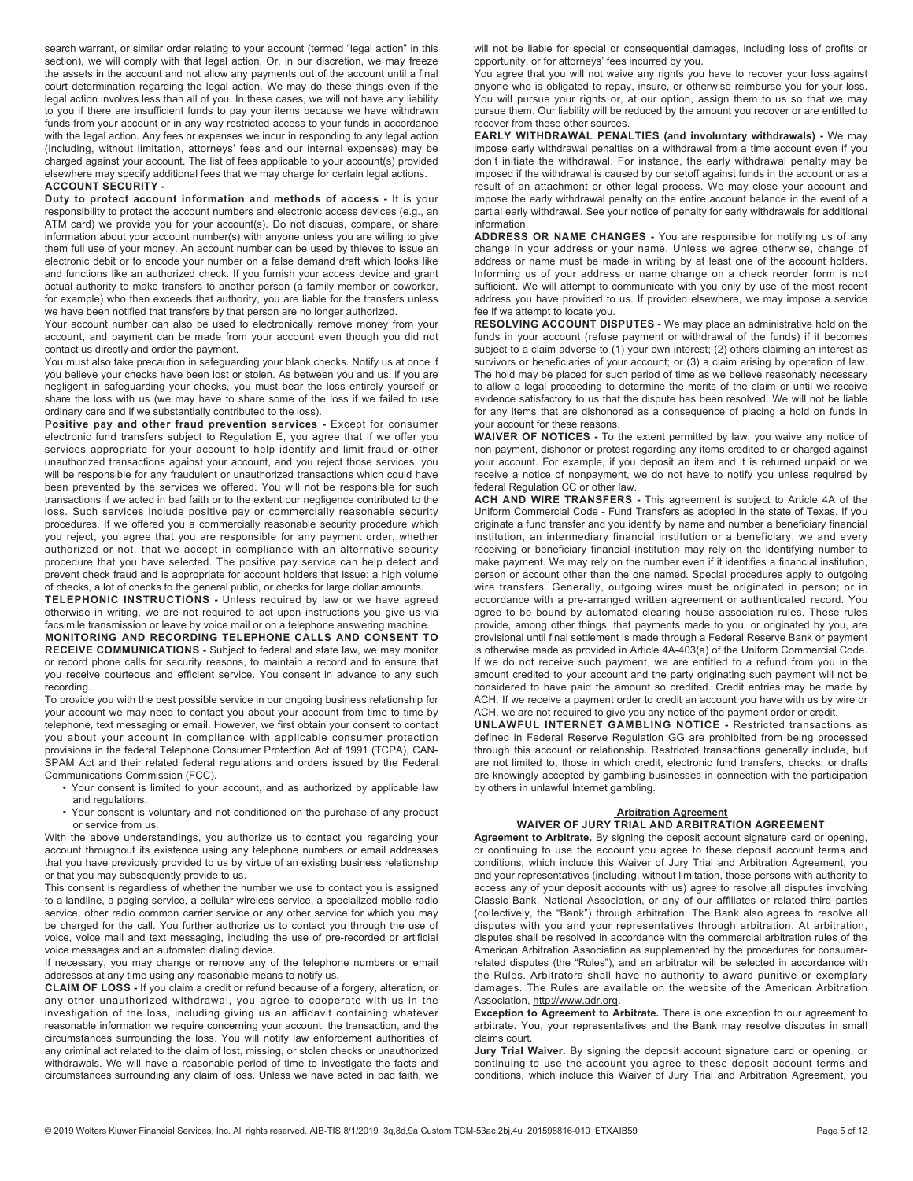search warrant, or similar order relating to your account (termed "legal action" in this section), we will comply with that legal action. Or, in our discretion, we may freeze the assets in the account and not allow any payments out of the account until a final court determination regarding the legal action. We may do these things even if the legal action involves less than all of you. In these cases, we will not have any liability to you if there are insufficient funds to pay your items because we have withdrawn funds from your account or in any way restricted access to your funds in accordance with the legal action. Any fees or expenses we incur in responding to any legal action (including, without limitation, attorneys' fees and our internal expenses) may be charged against your account. The list of fees applicable to your account(s) provided elsewhere may specify additional fees that we may charge for certain legal actions.

**ACCOUNT SECURITY -**

**Duty to protect account information and methods of access -** It is your responsibility to protect the account numbers and electronic access devices (e.g., an ATM card) we provide you for your account(s). Do not discuss, compare, or share information about your account number(s) with anyone unless you are willing to give them full use of your money. An account number can be used by thieves to issue an electronic debit or to encode your number on a false demand draft which looks like and functions like an authorized check. If you furnish your access device and grant actual authority to make transfers to another person (a family member or coworker, for example) who then exceeds that authority, you are liable for the transfers unless we have been notified that transfers by that person are no longer authorized.

Your account number can also be used to electronically remove money from your account, and payment can be made from your account even though you did not contact us directly and order the payment.

You must also take precaution in safeguarding your blank checks. Notify us at once if you believe your checks have been lost or stolen. As between you and us, if you are negligent in safeguarding your checks, you must bear the loss entirely yourself or share the loss with us (we may have to share some of the loss if we failed to use ordinary care and if we substantially contributed to the loss).

**Positive pay and other fraud prevention services -** Except for consumer electronic fund transfers subject to Regulation E, you agree that if we offer you services appropriate for your account to help identify and limit fraud or other unauthorized transactions against your account, and you reject those services, you will be responsible for any fraudulent or unauthorized transactions which could have been prevented by the services we offered. You will not be responsible for such transactions if we acted in bad faith or to the extent our negligence contributed to the loss. Such services include positive pay or commercially reasonable security procedures. If we offered you a commercially reasonable security procedure which you reject, you agree that you are responsible for any payment order, whether authorized or not, that we accept in compliance with an alternative security procedure that you have selected. The positive pay service can help detect and prevent check fraud and is appropriate for account holders that issue: a high volume of checks, a lot of checks to the general public, or checks for large dollar amounts.

**TELEPHONIC INSTRUCTIONS -** Unless required by law or we have agreed otherwise in writing, we are not required to act upon instructions you give us via facsimile transmission or leave by voice mail or on a telephone answering machine.

**MONITORING AND RECORDING TELEPHONE CALLS AND CONSENT TO RECEIVE COMMUNICATIONS -** Subject to federal and state law, we may monitor or record phone calls for security reasons, to maintain a record and to ensure that you receive courteous and efficient service. You consent in advance to any such recording.

To provide you with the best possible service in our ongoing business relationship for your account we may need to contact you about your account from time to time by telephone, text messaging or email. However, we first obtain your consent to contact you about your account in compliance with applicable consumer protection provisions in the federal Telephone Consumer Protection Act of 1991 (TCPA), CAN-SPAM Act and their related federal regulations and orders issued by the Federal Communications Commission (FCC).

- Your consent is limited to your account, and as authorized by applicable law and regulations.
- Your consent is voluntary and not conditioned on the purchase of any product or service from us.

With the above understandings, you authorize us to contact you regarding your account throughout its existence using any telephone numbers or email addresses that you have previously provided to us by virtue of an existing business relationship or that you may subsequently provide to us.

This consent is regardless of whether the number we use to contact you is assigned to a landline, a paging service, a cellular wireless service, a specialized mobile radio service, other radio common carrier service or any other service for which you may be charged for the call. You further authorize us to contact you through the use of voice, voice mail and text messaging, including the use of pre-recorded or artificial voice messages and an automated dialing device.

If necessary, you may change or remove any of the telephone numbers or email addresses at any time using any reasonable means to notify us.

**CLAIM OF LOSS -** If you claim a credit or refund because of a forgery, alteration, or any other unauthorized withdrawal, you agree to cooperate with us in the investigation of the loss, including giving us an affidavit containing whatever reasonable information we require concerning your account, the transaction, and the circumstances surrounding the loss. You will notify law enforcement authorities of any criminal act related to the claim of lost, missing, or stolen checks or unauthorized withdrawals. We will have a reasonable period of time to investigate the facts and circumstances surrounding any claim of loss. Unless we have acted in bad faith, we will not be liable for special or consequential damages, including loss of profits or opportunity, or for attorneys' fees incurred by you.

You agree that you will not waive any rights you have to recover your loss against anyone who is obligated to repay, insure, or otherwise reimburse you for your loss. You will pursue your rights or, at our option, assign them to us so that we may pursue them. Our liability will be reduced by the amount you recover or are entitled to recover from these other sources.

**EARLY WITHDRAWAL PENALTIES (and involuntary withdrawals) -** We may impose early withdrawal penalties on a withdrawal from a time account even if you don't initiate the withdrawal. For instance, the early withdrawal penalty may be imposed if the withdrawal is caused by our setoff against funds in the account or as a result of an attachment or other legal process. We may close your account and impose the early withdrawal penalty on the entire account balance in the event of a partial early withdrawal. See your notice of penalty for early withdrawals for additional information.

**ADDRESS OR NAME CHANGES -** You are responsible for notifying us of any change in your address or your name. Unless we agree otherwise, change of address or name must be made in writing by at least one of the account holders. Informing us of your address or name change on a check reorder form is not sufficient. We will attempt to communicate with you only by use of the most recent address you have provided to us. If provided elsewhere, we may impose a service fee if we attempt to locate you.

**RESOLVING ACCOUNT DISPUTES** - We may place an administrative hold on the funds in your account (refuse payment or withdrawal of the funds) if it becomes subject to a claim adverse to (1) your own interest; (2) others claiming an interest as survivors or beneficiaries of your account; or (3) a claim arising by operation of law. The hold may be placed for such period of time as we believe reasonably necessary to allow a legal proceeding to determine the merits of the claim or until we receive evidence satisfactory to us that the dispute has been resolved. We will not be liable for any items that are dishonored as a consequence of placing a hold on funds in your account for these reasons.

**WAIVER OF NOTICES -** To the extent permitted by law, you waive any notice of non-payment, dishonor or protest regarding any items credited to or charged against your account. For example, if you deposit an item and it is returned unpaid or we receive a notice of nonpayment, we do not have to notify you unless required by federal Regulation CC or other law.

**ACH AND WIRE TRANSFERS -** This agreement is subject to Article 4A of the Uniform Commercial Code - Fund Transfers as adopted in the state of Texas. If you originate a fund transfer and you identify by name and number a beneficiary financial institution, an intermediary financial institution or a beneficiary, we and every receiving or beneficiary financial institution may rely on the identifying number to make payment. We may rely on the number even if it identifies a financial institution, person or account other than the one named. Special procedures apply to outgoing wire transfers. Generally, outgoing wires must be originated in person; or in accordance with a pre-arranged written agreement or authenticated record. You agree to be bound by automated clearing house association rules. These rules provide, among other things, that payments made to you, or originated by you, are provisional until final settlement is made through a Federal Reserve Bank or payment is otherwise made as provided in Article 4A-403(a) of the Uniform Commercial Code. If we do not receive such payment, we are entitled to a refund from you in the amount credited to your account and the party originating such payment will not be considered to have paid the amount so credited. Credit entries may be made by ACH. If we receive a payment order to credit an account you have with us by wire or ACH, we are not required to give you any notice of the payment order or credit.

**UNLAWFUL INTERNET GAMBLING NOTICE -** Restricted transactions as defined in Federal Reserve Regulation GG are prohibited from being processed through this account or relationship. Restricted transactions generally include, but are not limited to, those in which credit, electronic fund transfers, checks, or drafts are knowingly accepted by gambling businesses in connection with the participation by others in unlawful Internet gambling.

## Arbitration Agreement

## WAIVER OF JURY TRIAL AND ARBITRATION AGREEMENT

**Agreement to Arbitrate.** By signing the deposit account signature card or opening, or continuing to use the account you agree to these deposit account terms and conditions, which include this Waiver of Jury Trial and Arbitration Agreement, you and your representatives (including, without limitation, those persons with authority to access any of your deposit accounts with us) agree to resolve all disputes involving Classic Bank, National Association, or any of our affiliates or related third parties (collectively, the "Bank") through arbitration. The Bank also agrees to resolve all disputes with you and your representatives through arbitration. At arbitration, disputes shall be resolved in accordance with the commercial arbitration rules of the American Arbitration Association as supplemented by the procedures for consumer-related disputes (the "Rules"), and an arbitrator will be selected in accordance with the Rules. Arbitrators shall have no authority to award punitive or exemplary damages. The Rules are available on the website of the American Arbitration Association, http://www.adr.org.

**Exception to Agreement to Arbitrate.** There is one exception to our agreement to arbitrate. You, your representatives and the Bank may resolve disputes in small claims court.

**Jury Trial Waiver.** By signing the deposit account signature card or opening, or continuing to use the account you agree to these deposit account terms and conditions, which include this Waiver of Jury Trial and Arbitration Agreement, you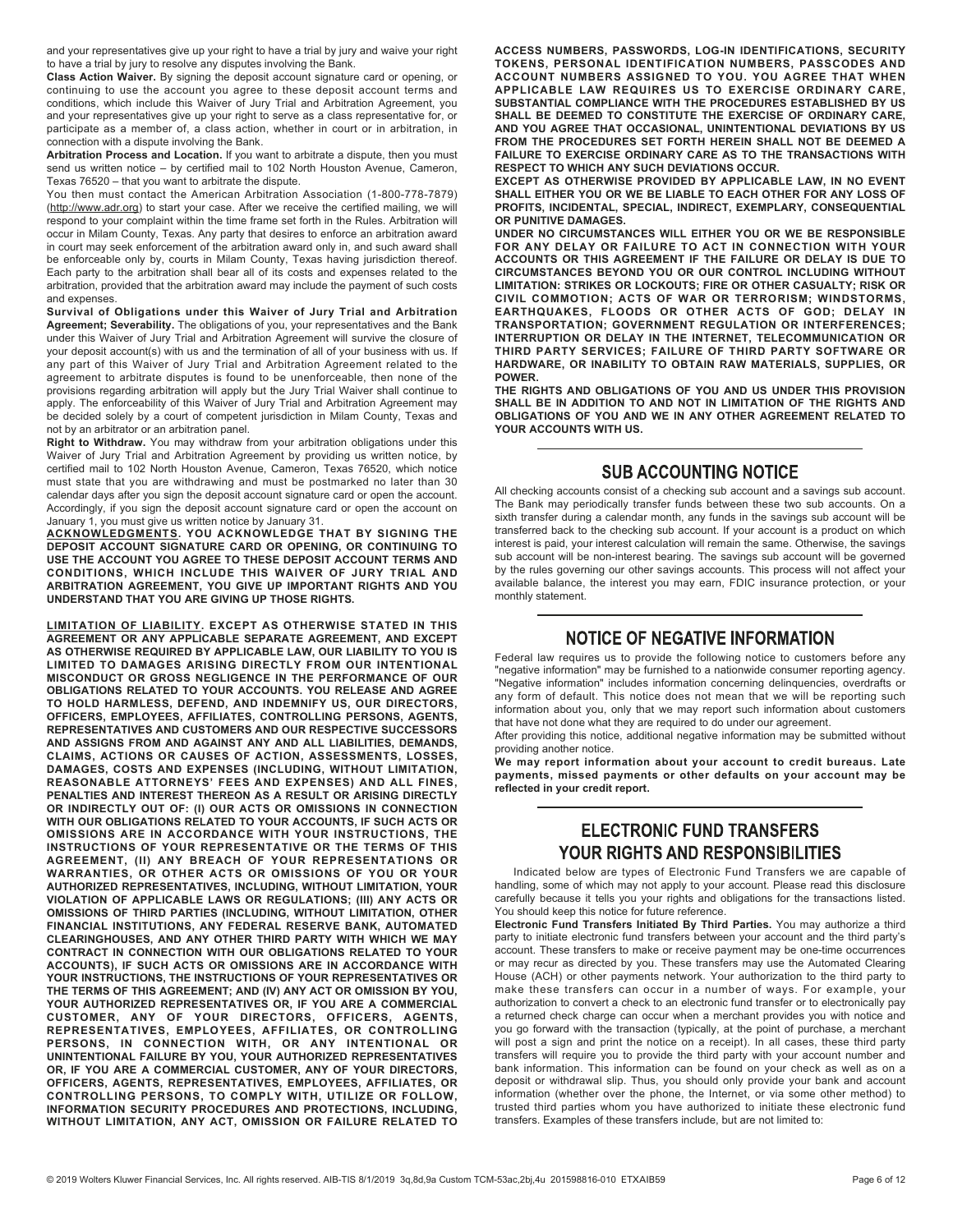and your representatives give up your right to have a trial by jury and waive your right to have a trial by jury to resolve any disputes involving the Bank.

**Class Action Waiver.** By signing the deposit account signature card or opening, or continuing to use the account you agree to these deposit account terms and conditions, which include this Waiver of Jury Trial and Arbitration Agreement, you and your representatives give up your right to serve as a class representative for, or participate as a member of, a class action, whether in court or in arbitration, in connection with a dispute involving the Bank.

**Arbitration Process and Location.** If you want to arbitrate a dispute, then you must send us written notice – by certified mail to 102 North Houston Avenue, Cameron, Texas 76520 – that you want to arbitrate the dispute.

You then must contact the American Arbitration Association (1-800-778-7879) (http://www.adr.org) to start your case. After we receive the certified mailing, we will respond to your complaint within the time frame set forth in the Rules. Arbitration will occur in Milam County, Texas. Any party that desires to enforce an arbitration award in court may seek enforcement of the arbitration award only in, and such award shall be enforceable only by, courts in Milam County, Texas having jurisdiction thereof. Each party to the arbitration shall bear all of its costs and expenses related to the arbitration, provided that the arbitration award may include the payment of such costs and expenses.

**Survival of Obligations under this Waiver of Jury Trial and Arbitration Agreement; Severability.** The obligations of you, your representatives and the Bank under this Waiver of Jury Trial and Arbitration Agreement will survive the closure of your deposit account(s) with us and the termination of all of your business with us. If any part of this Waiver of Jury Trial and Arbitration Agreement related to the agreement to arbitrate disputes is found to be unenforceable, then none of the provisions regarding arbitration will apply but the Jury Trial Waiver shall continue to apply. The enforceability of this Waiver of Jury Trial and Arbitration Agreement may be decided solely by a court of competent jurisdiction in Milam County, Texas and not by an arbitrator or an arbitration panel.

**Right to Withdraw.** You may withdraw from your arbitration obligations under this Waiver of Jury Trial and Arbitration Agreement by providing us written notice, by certified mail to 102 North Houston Avenue, Cameron, Texas 76520, which notice must state that you are withdrawing and must be postmarked no later than 30 calendar days after you sign the deposit account signature card or open the account. Accordingly, if you sign the deposit account signature card or open the account on January 1, you must give us written notice by January 31.

**ACKNOWLEDGMENTS. YOU ACKNOWLEDGE THAT BY SIGNING THE DEPOSIT ACCOUNT SIGNATURE CARD OR OPENING, OR CONTINUING TO USE THE ACCOUNT YOU AGREE TO THESE DEPOSIT ACCOUNT TERMS AND CONDITIONS, WHICH INCLUDE THIS WAIVER OF JURY TRIAL AND ARBITRATION AGREEMENT, YOU GIVE UP IMPORTANT RIGHTS AND YOU UNDERSTAND THAT YOU ARE GIVING UP THOSE RIGHTS.**

**LIMITATION OF LIABILITY. EXCEPT AS OTHERWISE STATED IN THIS AGREEMENT OR ANY APPLICABLE SEPARATE AGREEMENT, AND EXCEPT AS OTHERWISE REQUIRED BY APPLICABLE LAW, OUR LIABILITY TO YOU IS LIMITED TO DAMAGES ARISING DIRECTLY FROM OUR INTENTIONAL MISCONDUCT OR GROSS NEGLIGENCE IN THE PERFORMANCE OF OUR OBLIGATIONS RELATED TO YOUR ACCOUNTS. YOU RELEASE AND AGREE TO HOLD HARMLESS, DEFEND, AND INDEMNIFY US, OUR DIRECTORS, OFFICERS, EMPLOYEES, AFFILIATES, CONTROLLING PERSONS, AGENTS, REPRESENTATIVES AND CUSTOMERS AND OUR RESPECTIVE SUCCESSORS AND ASSIGNS FROM AND AGAINST ANY AND ALL LIABILITIES, DEMANDS, CLAIMS, ACTIONS OR CAUSES OF ACTION, ASSESSMENTS, LOSSES, DAMAGES, COSTS AND EXPENSES (INCLUDING, WITHOUT LIMITATION, REASONABLE ATTORNEYS' FEES AND EXPENSES) AND ALL FINES, PENALTIES AND INTEREST THEREON AS A RESULT OR ARISING DIRECTLY OR INDIRECTLY OUT OF: (I) OUR ACTS OR OMISSIONS IN CONNECTION WITH OUR OBLIGATIONS RELATED TO YOUR ACCOUNTS, IF SUCH ACTS OR OMISSIONS ARE IN ACCORDANCE WITH YOUR INSTRUCTIONS, THE INSTRUCTIONS OF YOUR REPRESENTATIVE OR THE TERMS OF THIS AGREEMENT, (II) ANY BREACH OF YOUR REPRESENTATIONS OR WARRANTIES, OR OTHER ACTS OR OMISSIONS OF YOU OR YOUR AUTHORIZED REPRESENTATIVES, INCLUDING, WITHOUT LIMITATION, YOUR VIOLATION OF APPLICABLE LAWS OR REGULATIONS; (III) ANY ACTS OR OMISSIONS OF THIRD PARTIES (INCLUDING, WITHOUT LIMITATION, OTHER FINANCIAL INSTITUTIONS, ANY FEDERAL RESERVE BANK, AUTOMATED CLEARINGHOUSES, AND ANY OTHER THIRD PARTY WITH WHICH WE MAY CONTRACT IN CONNECTION WITH OUR OBLIGATIONS RELATED TO YOUR ACCOUNTS), IF SUCH ACTS OR OMISSIONS ARE IN ACCORDANCE WITH YOUR INSTRUCTIONS, THE INSTRUCTIONS OF YOUR REPRESENTATIVES OR THE TERMS OF THIS AGREEMENT; AND (IV) ANY ACT OR OMISSION BY YOU, YOUR AUTHORIZED REPRESENTATIVES OR, IF YOU ARE A COMMERCIAL CUSTOMER, ANY OF YOUR DIRECTORS, OFFICERS, AGENTS, REPRESENTATIVES, EMPLOYEES, AFFILIATES, OR CONTROLLING PERSONS, IN CONNECTION WITH, OR ANY INTENTIONAL OR UNINTENTIONAL FAILURE BY YOU, YOUR AUTHORIZED REPRESENTATIVES OR, IF YOU ARE A COMMERCIAL CUSTOMER, ANY OF YOUR DIRECTORS, OFFICERS, AGENTS, REPRESENTATIVES, EMPLOYEES, AFFILIATES, OR CONTROLLING PERSONS, TO COMPLY WITH, UTILIZE OR FOLLOW, INFORMATION SECURITY PROCEDURES AND PROTECTIONS, INCLUDING, WITHOUT LIMITATION, ANY ACT, OMISSION OR FAILURE RELATED TO ACCESS NUMBERS, PASSWORDS, LOG-IN IDENTIFICATIONS, SECURITY TOKENS, PERSONAL IDENTIFICATION NUMBERS, PASSCODES AND ACCOUNT NUMBERS ASSIGNED TO YOU. YOU AGREE THAT WHEN APPLICABLE LAW REQUIRES US TO EXERCISE ORDINARY CARE, SUBSTANTIAL COMPLIANCE WITH THE PROCEDURES ESTABLISHED BY US SHALL BE DEEMED TO CONSTITUTE THE EXERCISE OF ORDINARY CARE, AND YOU AGREE THAT OCCASIONAL, UNINTENTIONAL DEVIATIONS BY US FROM THE PROCEDURES SET FORTH HEREIN SHALL NOT BE DEEMED A FAILURE TO EXERCISE ORDINARY CARE AS TO THE TRANSACTIONS WITH RESPECT TO WHICH ANY SUCH DEVIATIONS OCCUR.**

**EXCEPT AS OTHERWISE PROVIDED BY APPLICABLE LAW, IN NO EVENT SHALL EITHER YOU OR WE BE LIABLE TO EACH OTHER FOR ANY LOSS OF PROFITS, INCIDENTAL, SPECIAL, INDIRECT, EXEMPLARY, CONSEQUENTIAL OR PUNITIVE DAMAGES.**

**UNDER NO CIRCUMSTANCES WILL EITHER YOU OR WE BE RESPONSIBLE FOR ANY DELAY OR FAILURE TO ACT IN CONNECTION WITH YOUR ACCOUNTS OR THIS AGREEMENT IF THE FAILURE OR DELAY IS DUE TO CIRCUMSTANCES BEYOND YOU OR OUR CONTROL INCLUDING WITHOUT LIMITATION: STRIKES OR LOCKOUTS; FIRE OR OTHER CASUALTY; RISK OR CIVIL COMMOTION; ACTS OF WAR OR TERRORISM; WINDSTORMS, EARTHQUAKES, FLOODS OR OTHER ACTS OF GOD; DELAY IN TRANSPORTATION; GOVERNMENT REGULATION OR INTERFERENCES; INTERRUPTION OR DELAY IN THE INTERNET, TELECOMMUNICATION OR THIRD PARTY SERVICES; FAILURE OF THIRD PARTY SOFTWARE OR HARDWARE, OR INABILITY TO OBTAIN RAW MATERIALS, SUPPLIES, OR POWER.**

**THE RIGHTS AND OBLIGATIONS OF YOU AND US UNDER THIS PROVISION SHALL BE IN ADDITION TO AND NOT IN LIMITATION OF THE RIGHTS AND OBLIGATIONS OF YOU AND WE IN ANY OTHER AGREEMENT RELATED TO YOUR ACCOUNTS WITH US.**

## SUB ACCOUNTING NOTICE

All checking accounts consist of a checking sub account and a savings sub account. The Bank may periodically transfer funds between these two sub accounts. On a sixth transfer during a calendar month, any funds in the savings sub account will be transferred back to the checking sub account. If your account is a product on which interest is paid, your interest calculation will remain the same. Otherwise, the savings sub account will be non-interest bearing. The savings sub account will be governed by the rules governing our other savings accounts. This process will not affect your available balance, the interest you may earn, FDIC insurance protection, or your monthly statement.

## NOTICE OF NEGATIVE INFORMATION

Federal law requires us to provide the following notice to customers before any "negative information" may be furnished to a nationwide consumer reporting agency. "Negative information" includes information concerning delinquencies, overdrafts or any form of default. This notice does not mean that we will be reporting such information about you, only that we may report such information about customers that have not done what they are required to do under our agreement.

After providing this notice, additional negative information may be submitted without providing another notice.

**We may report information about your account to credit bureaus. Late payments, missed payments or other defaults on your account may be reflected in your credit report.**

## ELECTRONIC FUND TRANSFERS YOUR RIGHTS AND RESPONSIBILITIES

Indicated below are types of Electronic Fund Transfers we are capable of handling, some of which may not apply to your account. Please read this disclosure carefully because it tells you your rights and obligations for the transactions listed. You should keep this notice for future reference.

**Electronic Fund Transfers Initiated By Third Parties.** You may authorize a third party to initiate electronic fund transfers between your account and the third party's account. These transfers to make or receive payment may be one-time occurrences or may recur as directed by you. These transfers may use the Automated Clearing House (ACH) or other payments network. Your authorization to the third party to make these transfers can occur in a number of ways. For example, your authorization to convert a check to an electronic fund transfer or to electronically pay a returned check charge can occur when a merchant provides you with notice and you go forward with the transaction (typically, at the point of purchase, a merchant will post a sign and print the notice on a receipt). In all cases, these third party transfers will require you to provide the third party with your account number and bank information. This information can be found on your check as well as on a deposit or withdrawal slip. Thus, you should only provide your bank and account information (whether over the phone, the Internet, or via some other method) to trusted third parties whom you have authorized to initiate these electronic fund transfers. Examples of these transfers include, but are not limited to: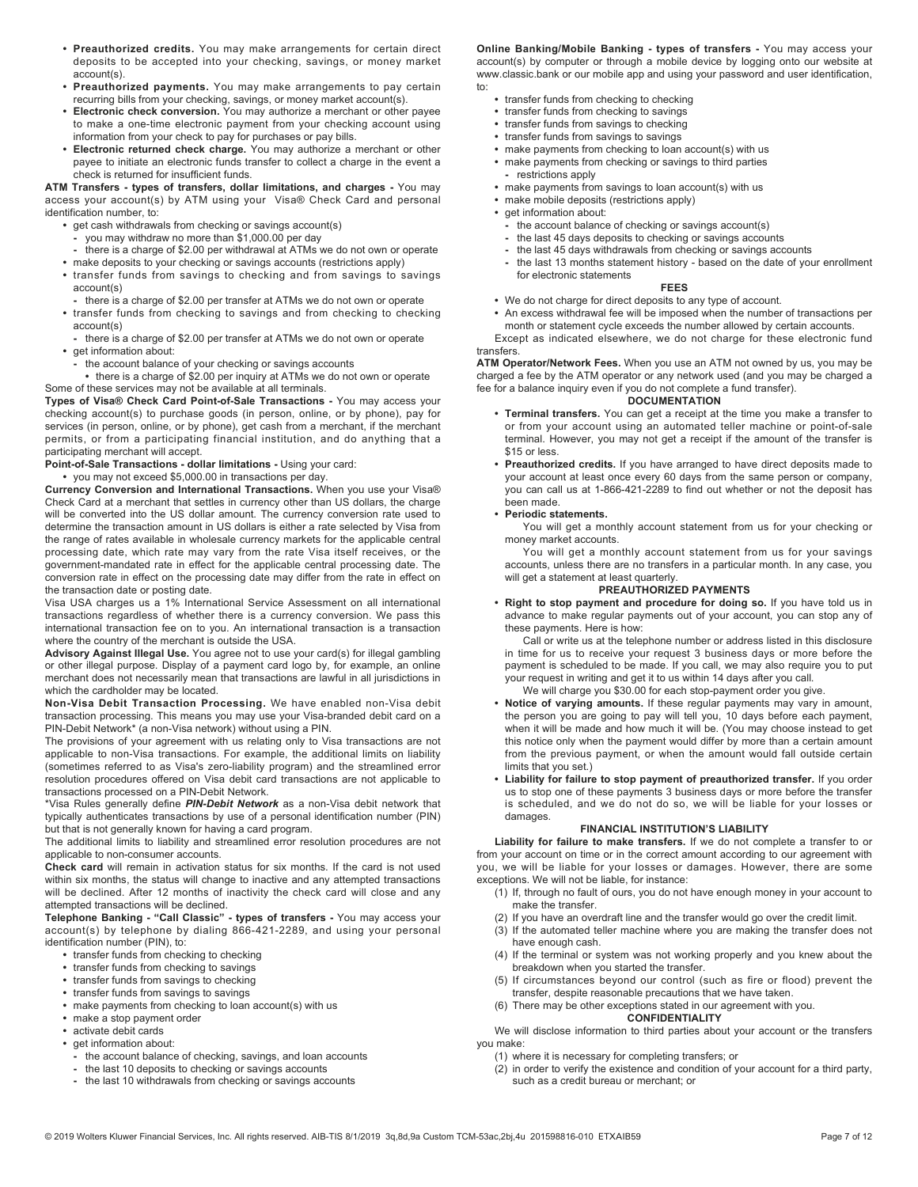- **Preauthorized credits.** You may make arrangements for certain direct deposits to be accepted into your checking, savings, or money market account(s).
- **Preauthorized payments.** You may make arrangements to pay certain recurring bills from your checking, savings, or money market account(s).
- **Electronic check conversion.** You may authorize a merchant or other payee to make a one-time electronic payment from your checking account using information from your check to pay for purchases or pay bills.
- **Electronic returned check charge.** You may authorize a merchant or other payee to initiate an electronic funds transfer to collect a charge in the event a check is returned for insufficient funds.

**ATM Transfers - types of transfers, dollar limitations, and charges -** You may access your account(s) by ATM using your Visa® Check Card and personal identification number, to:

- get cash withdrawals from checking or savings account(s)
  - you may withdraw no more than $1,000.00 per day
  - there is a charge of $2.00 per withdrawal at ATMs we do not own or operate
- make deposits to your checking or savings accounts (restrictions apply)
- transfer funds from savings to checking and from savings to savings account(s)
  - there is a charge of $2.00 per transfer at ATMs we do not own or operate
- transfer funds from checking to savings and from checking to checking account(s)
  - there is a charge of $2.00 per transfer at ATMs we do not own or operate
- get information about:
  - the account balance of your checking or savings accounts
    - there is a charge of $2.00 per inquiry at ATMs we do not own or operate

Some of these services may not be available at all terminals.

**Types of Visa® Check Card Point-of-Sale Transactions -** You may access your checking account(s) to purchase goods (in person, online, or by phone), pay for services (in person, online, or by phone), get cash from a merchant, if the merchant permits, or from a participating financial institution, and do anything that a participating merchant will accept.

**Point-of-Sale Transactions - dollar limitations -** Using your card:

- you may not exceed $5,000.00 in transactions per day.

**Currency Conversion and International Transactions.** When you use your Visa® Check Card at a merchant that settles in currency other than US dollars, the charge will be converted into the US dollar amount. The currency conversion rate used to determine the transaction amount in US dollars is either a rate selected by Visa from the range of rates available in wholesale currency markets for the applicable central processing date, which rate may vary from the rate Visa itself receives, or the government-mandated rate in effect for the applicable central processing date. The conversion rate in effect on the processing date may differ from the rate in effect on the transaction date or posting date.

Visa USA charges us a 1% International Service Assessment on all international transactions regardless of whether there is a currency conversion. We pass this international transaction fee on to you. An international transaction is a transaction where the country of the merchant is outside the USA.

**Advisory Against Illegal Use.** You agree not to use your card(s) for illegal gambling or other illegal purpose. Display of a payment card logo by, for example, an online merchant does not necessarily mean that transactions are lawful in all jurisdictions in which the cardholder may be located.

**Non-Visa Debit Transaction Processing.** We have enabled non-Visa debit transaction processing. This means you may use your Visa-branded debit card on a PIN-Debit Network* (a non-Visa network) without using a PIN.

The provisions of your agreement with us relating only to Visa transactions are not applicable to non-Visa transactions. For example, the additional limits on liability (sometimes referred to as Visa's zero-liability program) and the streamlined error resolution procedures offered on Visa debit card transactions are not applicable to transactions processed on a PIN-Debit Network.

*Visa Rules generally define ***PIN-Debit Network*** as a non-Visa debit network that typically authenticates transactions by use of a personal identification number (PIN) but that is not generally known for having a card program.

The additional limits to liability and streamlined error resolution procedures are not applicable to non-consumer accounts.

**Check card** will remain in activation status for six months. If the card is not used within six months, the status will change to inactive and any attempted transactions will be declined. After 12 months of inactivity the check card will close and any attempted transactions will be declined.

**Telephone Banking - "Call Classic" - types of transfers -** You may access your account(s) by telephone by dialing 866-421-2289, and using your personal identification number (PIN), to:

- transfer funds from checking to checking
- transfer funds from checking to savings
- transfer funds from savings to checking
- transfer funds from savings to savings
- make payments from checking to loan account(s) with us
- make a stop payment order
- activate debit cards
- get information about:
  - the account balance of checking, savings, and loan accounts
  - the last 10 deposits to checking or savings accounts
  - the last 10 withdrawals from checking or savings accounts

**Online Banking/Mobile Banking - types of transfers -** You may access your account(s) by computer or through a mobile device by logging onto our website at www.classic.bank or our mobile app and using your password and user identification, to:

- transfer funds from checking to checking
- transfer funds from checking to savings
- transfer funds from savings to checking
- transfer funds from savings to savings
- make payments from checking to loan account(s) with us
- make payments from checking or savings to third parties
  - restrictions apply
- make payments from savings to loan account(s) with us
- make mobile deposits (restrictions apply)
- get information about:
  - the account balance of checking or savings account(s)
  - the last 45 days deposits to checking or savings accounts
  - the last 45 days withdrawals from checking or savings accounts
  - the last 13 months statement history - based on the date of your enrollment for electronic statements

**FEES**

- We do not charge for direct deposits to any type of account.
- An excess withdrawal fee will be imposed when the number of transactions per month or statement cycle exceeds the number allowed by certain accounts.

Except as indicated elsewhere, we do not charge for these electronic fund transfers.

**ATM Operator/Network Fees.** When you use an ATM not owned by us, you may be charged a fee by the ATM operator or any network used (and you may be charged a fee for a balance inquiry even if you do not complete a fund transfer).

**DOCUMENTATION**

- **Terminal transfers.** You can get a receipt at the time you make a transfer to or from your account using an automated teller machine or point-of-sale terminal. However, you may not get a receipt if the amount of the transfer is $15 or less.
- **Preauthorized credits.** If you have arranged to have direct deposits made to your account at least once every 60 days from the same person or company, you can call us at 1-866-421-2289 to find out whether or not the deposit has been made.
- **Periodic statements.**

  You will get a monthly account statement from us for your checking or money market accounts.

  You will get a monthly account statement from us for your savings accounts, unless there are no transfers in a particular month. In any case, you will get a statement at least quarterly.

**PREAUTHORIZED PAYMENTS**

- **Right to stop payment and procedure for doing so.** If you have told us in advance to make regular payments out of your account, you can stop any of these payments. Here is how:

  Call or write us at the telephone number or address listed in this disclosure in time for us to receive your request 3 business days or more before the payment is scheduled to be made. If you call, we may also require you to put your request in writing and get it to us within 14 days after you call.

  We will charge you $30.00 for each stop-payment order you give.
- **Notice of varying amounts.** If these regular payments may vary in amount, the person you are going to pay will tell you, 10 days before each payment, when it will be made and how much it will be. (You may choose instead to get this notice only when the payment would differ by more than a certain amount from the previous payment, or when the amount would fall outside certain limits that you set.)
- **Liability for failure to stop payment of preauthorized transfer.** If you order us to stop one of these payments 3 business days or more before the transfer is scheduled, and we do not do so, we will be liable for your losses or damages.

**FINANCIAL INSTITUTION'S LIABILITY**

**Liability for failure to make transfers.** If we do not complete a transfer to or from your account on time or in the correct amount according to our agreement with you, we will be liable for your losses or damages. However, there are some exceptions. We will not be liable, for instance:

(1) If, through no fault of ours, you do not have enough money in your account to make the transfer.
(2) If you have an overdraft line and the transfer would go over the credit limit.
(3) If the automated teller machine where you are making the transfer does not have enough cash.
(4) If the terminal or system was not working properly and you knew about the breakdown when you started the transfer.
(5) If circumstances beyond our control (such as fire or flood) prevent the transfer, despite reasonable precautions that we have taken.
(6) There may be other exceptions stated in our agreement with you.

**CONFIDENTIALITY**

We will disclose information to third parties about your account or the transfers you make:

(1) where it is necessary for completing transfers; or
(2) in order to verify the existence and condition of your account for a third party, such as a credit bureau or merchant; or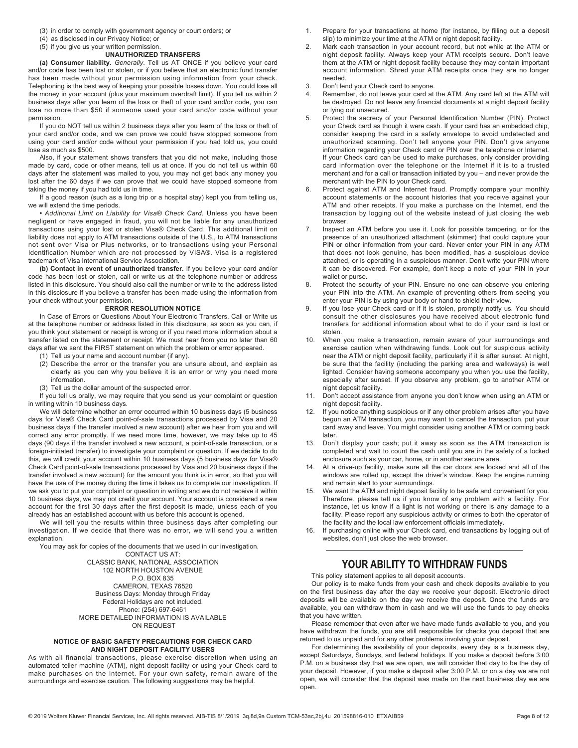(3) in order to comply with government agency or court orders; or

(4) as disclosed in our Privacy Notice; or

(5) if you give us your written permission.

### UNAUTHORIZED TRANSFERS

**(a) Consumer liability.** *Generally.* Tell us AT ONCE if you believe your card and/or code has been lost or stolen, or if you believe that an electronic fund transfer has been made without your permission using information from your check. Telephoning is the best way of keeping your possible losses down. You could lose all the money in your account (plus your maximum overdraft limit). If you tell us within 2 business days after you learn of the loss or theft of your card and/or code, you can lose no more than $50 if someone used your card and/or code without your permission.

If you do NOT tell us within 2 business days after you learn of the loss or theft of your card and/or code, and we can prove we could have stopped someone from using your card and/or code without your permission if you had told us, you could lose as much as $500.

Also, if your statement shows transfers that you did not make, including those made by card, code or other means, tell us at once. If you do not tell us within 60 days after the statement was mailed to you, you may not get back any money you lost after the 60 days if we can prove that we could have stopped someone from taking the money if you had told us in time.

If a good reason (such as a long trip or a hospital stay) kept you from telling us, we will extend the time periods.

• *Additional Limit on Liability for Visa® Check Card.* Unless you have been negligent or have engaged in fraud, you will not be liable for any unauthorized transactions using your lost or stolen Visa® Check Card. This additional limit on liability does not apply to ATM transactions outside of the U.S., to ATM transactions not sent over Visa or Plus networks, or to transactions using your Personal Identification Number which are not processed by VISA®. Visa is a registered trademark of Visa International Service Association.

**(b) Contact in event of unauthorized transfer.** If you believe your card and/or code has been lost or stolen, call or write us at the telephone number or address listed in this disclosure. You should also call the number or write to the address listed in this disclosure if you believe a transfer has been made using the information from your check without your permission.

### ERROR RESOLUTION NOTICE

In Case of Errors or Questions About Your Electronic Transfers, Call or Write us at the telephone number or address listed in this disclosure, as soon as you can, if you think your statement or receipt is wrong or if you need more information about a transfer listed on the statement or receipt. We must hear from you no later than 60 days after we sent the FIRST statement on which the problem or error appeared.

(1) Tell us your name and account number (if any).

(2) Describe the error or the transfer you are unsure about, and explain as clearly as you can why you believe it is an error or why you need more information.

(3) Tell us the dollar amount of the suspected error.

If you tell us orally, we may require that you send us your complaint or question in writing within 10 business days.

We will determine whether an error occurred within 10 business days (5 business days for Visa® Check Card point-of-sale transactions processed by Visa and 20 business days if the transfer involved a new account) after we hear from you and will correct any error promptly. If we need more time, however, we may take up to 45 days (90 days if the transfer involved a new account, a point-of-sale transaction, or a foreign-initiated transfer) to investigate your complaint or question. If we decide to do this, we will credit your account within 10 business days (5 business days for Visa® Check Card point-of-sale transactions processed by Visa and 20 business days if the transfer involved a new account) for the amount you think is in error, so that you will have the use of the money during the time it takes us to complete our investigation. If we ask you to put your complaint or question in writing and we do not receive it within 10 business days, we may not credit your account. Your account is considered a new account for the first 30 days after the first deposit is made, unless each of you already has an established account with us before this account is opened.

We will tell you the results within three business days after completing our investigation. If we decide that there was no error, we will send you a written explanation.

You may ask for copies of the documents that we used in our investigation.

CONTACT US AT:
CLASSIC BANK, NATIONAL ASSOCIATION
102 NORTH HOUSTON AVENUE
P.O. BOX 835
CAMERON, TEXAS 76520
Business Days: Monday through Friday
Federal Holidays are not included.
Phone: (254) 697-6461
MORE DETAILED INFORMATION IS AVAILABLE ON REQUEST

### NOTICE OF BASIC SAFETY PRECAUTIONS FOR CHECK CARD AND NIGHT DEPOSIT FACILITY USERS

As with all financial transactions, please exercise discretion when using an automated teller machine (ATM), night deposit facility or using your Check card to make purchases on the Internet. For your own safety, remain aware of the surroundings and exercise caution. The following suggestions may be helpful.

1. Prepare for your transactions at home (for instance, by filling out a deposit slip) to minimize your time at the ATM or night deposit facility.
2. Mark each transaction in your account record, but not while at the ATM or night deposit facility. Always keep your ATM receipts secure. Don't leave them at the ATM or night deposit facility because they may contain important account information. Shred your ATM receipts once they are no longer needed.
3. Don't lend your Check card to anyone.
4. Remember, do not leave your card at the ATM. Any card left at the ATM will be destroyed. Do not leave any financial documents at a night deposit facility or lying out unsecured.
5. Protect the secrecy of your Personal Identification Number (PIN). Protect your Check card as though it were cash. If your card has an embedded chip, consider keeping the card in a safety envelope to avoid undetected and unauthorized scanning. Don't tell anyone your PIN. Don't give anyone information regarding your Check card or PIN over the telephone or Internet. If your Check card can be used to make purchases, only consider providing card information over the telephone or the Internet if it is to a trusted merchant and for a call or transaction initiated by you – and never provide the merchant with the PIN to your Check card.
6. Protect against ATM and Internet fraud. Promptly compare your monthly account statements or the account histories that you receive against your ATM and other receipts. If you make a purchase on the Internet, end the transaction by logging out of the website instead of just closing the web browser.
7. Inspect an ATM before you use it. Look for possible tampering, or for the presence of an unauthorized attachment (skimmer) that could capture your PIN or other information from your card. Never enter your PIN in any ATM that does not look genuine, has been modified, has a suspicious device attached, or is operating in a suspicious manner. Don't write your PIN where it can be discovered. For example, don't keep a note of your PIN in your wallet or purse.
8. Protect the security of your PIN. Ensure no one can observe you entering your PIN into the ATM. An example of preventing others from seeing you enter your PIN is by using your body or hand to shield their view.
9. If you lose your Check card or if it is stolen, promptly notify us. You should consult the other disclosures you have received about electronic fund transfers for additional information about what to do if your card is lost or stolen.
10. When you make a transaction, remain aware of your surroundings and exercise caution when withdrawing funds. Look out for suspicious activity near the ATM or night deposit facility, particularly if it is after sunset. At night, be sure that the facility (including the parking area and walkways) is well lighted. Consider having someone accompany you when you use the facility, especially after sunset. If you observe any problem, go to another ATM or night deposit facility.
11. Don't accept assistance from anyone you don't know when using an ATM or night deposit facility.
12. If you notice anything suspicious or if any other problem arises after you have begun an ATM transaction, you may want to cancel the transaction, put your card away and leave. You might consider using another ATM or coming back later.
13. Don't display your cash; put it away as soon as the ATM transaction is completed and wait to count the cash until you are in the safety of a locked enclosure such as your car, home, or in another secure area.
14. At a drive-up facility, make sure all the car doors are locked and all of the windows are rolled up, except the driver's window. Keep the engine running and remain alert to your surroundings.
15. We want the ATM and night deposit facility to be safe and convenient for you. Therefore, please tell us if you know of any problem with a facility. For instance, let us know if a light is not working or there is any damage to a facility. Please report any suspicious activity or crimes to both the operator of the facility and the local law enforcement officials immediately.
16. If purchasing online with your Check card, end transactions by logging out of websites, don't just close the web browser.

## YOUR ABILITY TO WITHDRAW FUNDS

This policy statement applies to all deposit accounts.

Our policy is to make funds from your cash and check deposits available to you on the first business day after the day we receive your deposit. Electronic direct deposits will be available on the day we receive the deposit. Once the funds are available, you can withdraw them in cash and we will use the funds to pay checks that you have written.

Please remember that even after we have made funds available to you, and you have withdrawn the funds, you are still responsible for checks you deposit that are returned to us unpaid and for any other problems involving your deposit.

For determining the availability of your deposits, every day is a business day, except Saturdays, Sundays, and federal holidays. If you make a deposit before 3:00 P.M. on a business day that we are open, we will consider that day to be the day of your deposit. However, if you make a deposit after 3:00 P.M. or on a day we are not open, we will consider that the deposit was made on the next business day we are open.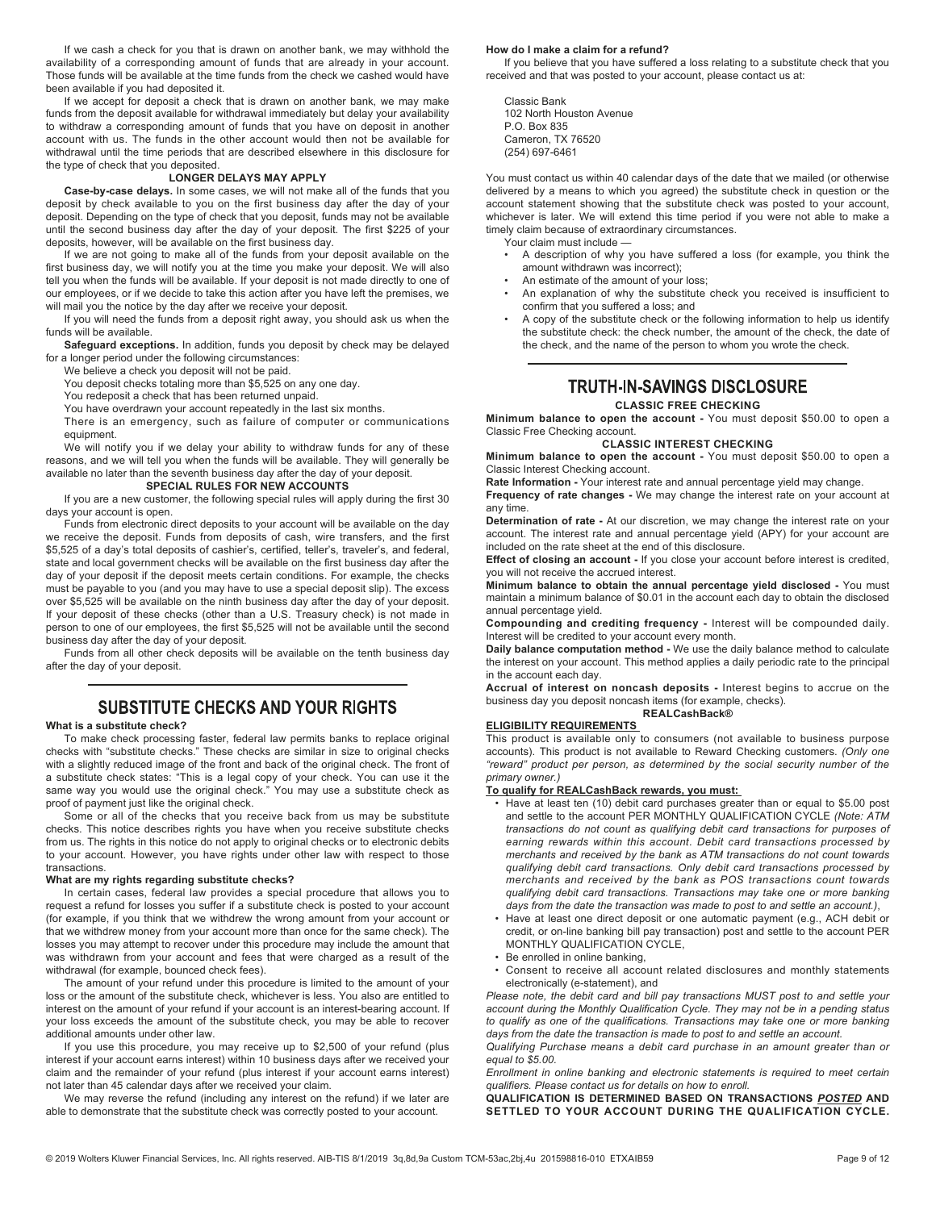If we cash a check for you that is drawn on another bank, we may withhold the availability of a corresponding amount of funds that are already in your account. Those funds will be available at the time funds from the check we cashed would have been available if you had deposited it.

If we accept for deposit a check that is drawn on another bank, we may make funds from the deposit available for withdrawal immediately but delay your availability to withdraw a corresponding amount of funds that you have on deposit in another account with us. The funds in the other account would then not be available for withdrawal until the time periods that are described elsewhere in this disclosure for the type of check that you deposited.

### LONGER DELAYS MAY APPLY

**Case-by-case delays.** In some cases, we will not make all of the funds that you deposit by check available to you on the first business day after the day of your deposit. Depending on the type of check that you deposit, funds may not be available until the second business day after the day of your deposit. The first $225 of your deposits, however, will be available on the first business day.

If we are not going to make all of the funds from your deposit available on the first business day, we will notify you at the time you make your deposit. We will also tell you when the funds will be available. If your deposit is not made directly to one of our employees, or if we decide to take this action after you have left the premises, we will mail you the notice by the day after we receive your deposit.

If you will need the funds from a deposit right away, you should ask us when the funds will be available.

**Safeguard exceptions.** In addition, funds you deposit by check may be delayed for a longer period under the following circumstances:

We believe a check you deposit will not be paid.

You deposit checks totaling more than $5,525 on any one day.

You redeposit a check that has been returned unpaid.

You have overdrawn your account repeatedly in the last six months.

There is an emergency, such as failure of computer or communications equipment.

We will notify you if we delay your ability to withdraw funds for any of these reasons, and we will tell you when the funds will be available. They will generally be available no later than the seventh business day after the day of your deposit.

### SPECIAL RULES FOR NEW ACCOUNTS

If you are a new customer, the following special rules will apply during the first 30 days your account is open.

Funds from electronic direct deposits to your account will be available on the day we receive the deposit. Funds from deposits of cash, wire transfers, and the first $5,525 of a day's total deposits of cashier's, certified, teller's, traveler's, and federal, state and local government checks will be available on the first business day after the day of your deposit if the deposit meets certain conditions. For example, the checks must be payable to you (and you may have to use a special deposit slip). The excess over $5,525 will be available on the ninth business day after the day of your deposit. If your deposit of these checks (other than a U.S. Treasury check) is not made in person to one of our employees, the first $5,525 will not be available until the second business day after the day of your deposit.

Funds from all other check deposits will be available on the tenth business day after the day of your deposit.

## SUBSTITUTE CHECKS AND YOUR RIGHTS

**What is a substitute check?**

To make check processing faster, federal law permits banks to replace original checks with "substitute checks." These checks are similar in size to original checks with a slightly reduced image of the front and back of the original check. The front of a substitute check states: "This is a legal copy of your check. You can use it the same way you would use the original check." You may use a substitute check as proof of payment just like the original check.

Some or all of the checks that you receive back from us may be substitute checks. This notice describes rights you have when you receive substitute checks from us. The rights in this notice do not apply to original checks or to electronic debits to your account. However, you have rights under other law with respect to those transactions.

**What are my rights regarding substitute checks?**

In certain cases, federal law provides a special procedure that allows you to request a refund for losses you suffer if a substitute check is posted to your account (for example, if you think that we withdrew the wrong amount from your account or that we withdrew money from your account more than once for the same check). The losses you may attempt to recover under this procedure may include the amount that was withdrawn from your account and fees that were charged as a result of the withdrawal (for example, bounced check fees).

The amount of your refund under this procedure is limited to the amount of your loss or the amount of the substitute check, whichever is less. You also are entitled to interest on the amount of your refund if your account is an interest-bearing account. If your loss exceeds the amount of the substitute check, you may be able to recover additional amounts under other law.

If you use this procedure, you may receive up to $2,500 of your refund (plus interest if your account earns interest) within 10 business days after we received your claim and the remainder of your refund (plus interest if your account earns interest) not later than 45 calendar days after we received your claim.

We may reverse the refund (including any interest on the refund) if we later are able to demonstrate that the substitute check was correctly posted to your account.

**How do I make a claim for a refund?**

If you believe that you have suffered a loss relating to a substitute check that you received and that was posted to your account, please contact us at:

Classic Bank
102 North Houston Avenue
P.O. Box 835
Cameron, TX 76520
(254) 697-6461

You must contact us within 40 calendar days of the date that we mailed (or otherwise delivered by a means to which you agreed) the substitute check in question or the account statement showing that the substitute check was posted to your account, whichever is later. We will extend this time period if you were not able to make a timely claim because of extraordinary circumstances.

Your claim must include —

- A description of why you have suffered a loss (for example, you think the amount withdrawn was incorrect);
- An estimate of the amount of your loss;
- An explanation of why the substitute check you received is insufficient to confirm that you suffered a loss; and
- A copy of the substitute check or the following information to help us identify the substitute check: the check number, the amount of the check, the date of the check, and the name of the person to whom you wrote the check.

## TRUTH-IN-SAVINGS DISCLOSURE

### CLASSIC FREE CHECKING

**Minimum balance to open the account -** You must deposit $50.00 to open a Classic Free Checking account.

### CLASSIC INTEREST CHECKING

**Minimum balance to open the account -** You must deposit $50.00 to open a Classic Interest Checking account.

**Rate Information -** Your interest rate and annual percentage yield may change.

**Frequency of rate changes -** We may change the interest rate on your account at any time.

**Determination of rate -** At our discretion, we may change the interest rate on your account. The interest rate and annual percentage yield (APY) for your account are included on the rate sheet at the end of this disclosure.

**Effect of closing an account -** If you close your account before interest is credited, you will not receive the accrued interest.

**Minimum balance to obtain the annual percentage yield disclosed -** You must maintain a minimum balance of $0.01 in the account each day to obtain the disclosed annual percentage yield.

**Compounding and crediting frequency -** Interest will be compounded daily. Interest will be credited to your account every month.

**Daily balance computation method -** We use the daily balance method to calculate the interest on your account. This method applies a daily periodic rate to the principal in the account each day.

**Accrual of interest on noncash deposits -** Interest begins to accrue on the business day you deposit noncash items (for example, checks).

### REALCashBack®

**ELIGIBILITY REQUIREMENTS**

This product is available only to consumers (not available to business purpose accounts). This product is not available to Reward Checking customers. *(Only one "reward" product per person, as determined by the social security number of the primary owner.)*

**To qualify for REALCashBack rewards, you must:**

- Have at least ten (10) debit card purchases greater than or equal to $5.00 post and settle to the account PER MONTHLY QUALIFICATION CYCLE *(Note: ATM transactions do not count as qualifying debit card transactions for purposes of earning rewards within this account. Debit card transactions processed by merchants and received by the bank as ATM transactions do not count towards qualifying debit card transactions. Only debit card transactions processed by merchants and received by the bank as POS transactions count towards qualifying debit card transactions. Transactions may take one or more banking days from the date the transaction was made to post to and settle an account.)*,
- Have at least one direct deposit or one automatic payment (e.g., ACH debit or credit, or on-line banking bill pay transaction) post and settle to the account PER MONTHLY QUALIFICATION CYCLE,
- Be enrolled in online banking,
- Consent to receive all account related disclosures and monthly statements electronically (e-statement), and

*Please note, the debit card and bill pay transactions MUST post to and settle your account during the Monthly Qualification Cycle. They may not be in a pending status to qualify as one of the qualifications. Transactions may take one or more banking days from the date the transaction is made to post to and settle an account.*

*Qualifying Purchase means a debit card purchase in an amount greater than or equal to $5.00.*

*Enrollment in online banking and electronic statements is required to meet certain qualifiers. Please contact us for details on how to enroll.*

**QUALIFICATION IS DETERMINED BASED ON TRANSACTIONS *POSTED* AND SETTLED TO YOUR ACCOUNT DURING THE QUALIFICATION CYCLE.**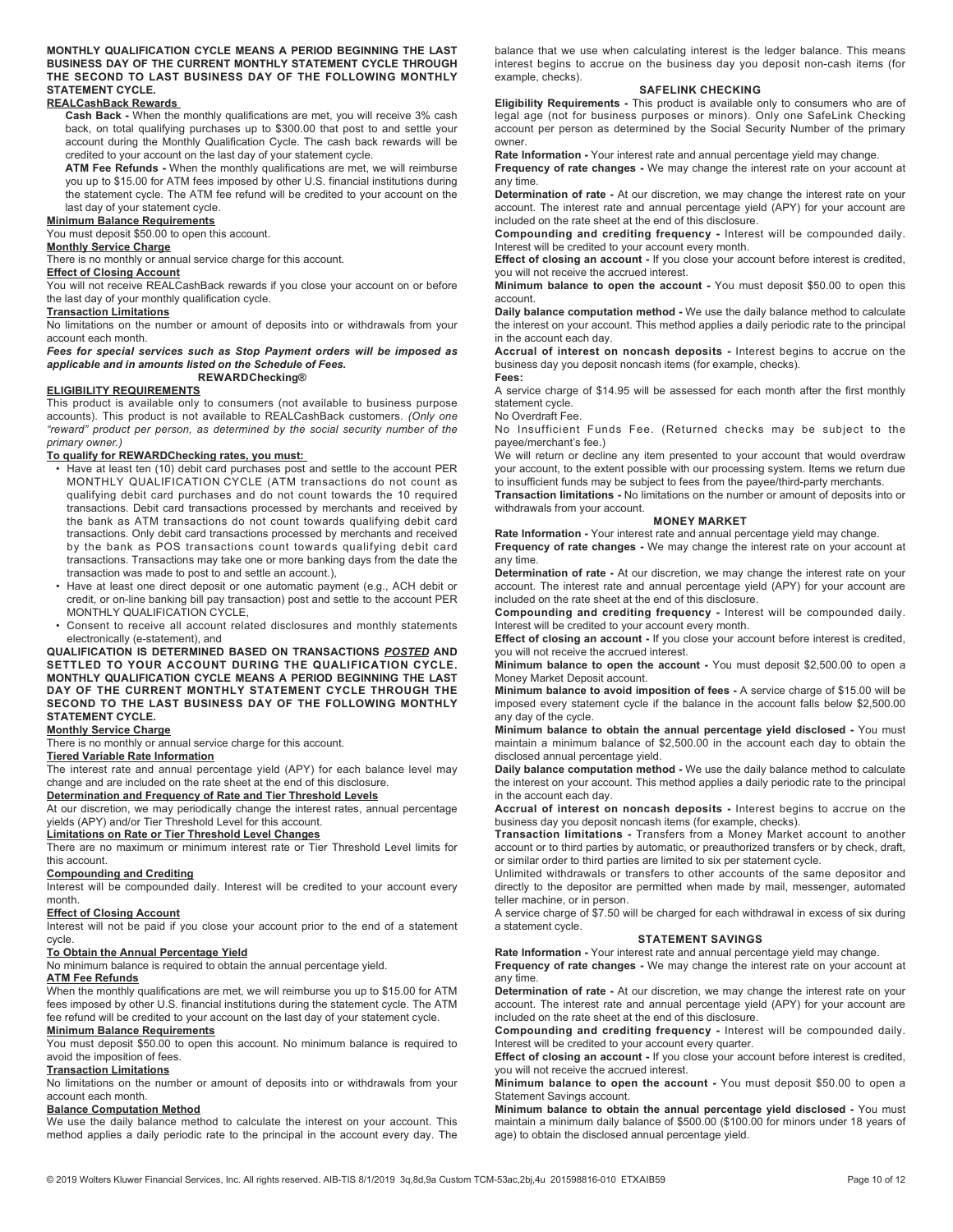**MONTHLY QUALIFICATION CYCLE MEANS A PERIOD BEGINNING THE LAST BUSINESS DAY OF THE CURRENT MONTHLY STATEMENT CYCLE THROUGH THE SECOND TO LAST BUSINESS DAY OF THE FOLLOWING MONTHLY STATEMENT CYCLE.**

**REALCashBack Rewards**

**Cash Back -** When the monthly qualifications are met, you will receive 3% cash back, on total qualifying purchases up to $300.00 that post to and settle your account during the Monthly Qualification Cycle. The cash back rewards will be credited to your account on the last day of your statement cycle.

**ATM Fee Refunds -** When the monthly qualifications are met, we will reimburse you up to $15.00 for ATM fees imposed by other U.S. financial institutions during the statement cycle. The ATM fee refund will be credited to your account on the last day of your statement cycle.

**Minimum Balance Requirements**

You must deposit $50.00 to open this account.

**Monthly Service Charge**

There is no monthly or annual service charge for this account.

**Effect of Closing Account**

You will not receive REALCashBack rewards if you close your account on or before the last day of your monthly qualification cycle.

**Transaction Limitations**

No limitations on the number or amount of deposits into or withdrawals from your account each month.

***Fees for special services such as Stop Payment orders will be imposed as applicable and in amounts listed on the Schedule of Fees.***

## REWARDChecking®

**ELIGIBILITY REQUIREMENTS**

This product is available only to consumers (not available to business purpose accounts). This product is not available to REALCashBack customers. *(Only one "reward" product per person, as determined by the social security number of the primary owner.)*

**To qualify for REWARDChecking rates, you must:**

- Have at least ten (10) debit card purchases post and settle to the account PER MONTHLY QUALIFICATION CYCLE (ATM transactions do not count as qualifying debit card purchases and do not count towards the 10 required transactions. Debit card transactions processed by merchants and received by the bank as ATM transactions do not count towards qualifying debit card transactions. Only debit card transactions processed by merchants and received by the bank as POS transactions count towards qualifying debit card transactions. Transactions may take one or more banking days from the date the transaction was made to post to and settle an account.),
- Have at least one direct deposit or one automatic payment (e.g., ACH debit or credit, or on-line banking bill pay transaction) post and settle to the account PER MONTHLY QUALIFICATION CYCLE,
- Consent to receive all account related disclosures and monthly statements electronically (e-statement), and

**QUALIFICATION IS DETERMINED BASED ON TRANSACTIONS *POSTED* AND SETTLED TO YOUR ACCOUNT DURING THE QUALIFICATION CYCLE. MONTHLY QUALIFICATION CYCLE MEANS A PERIOD BEGINNING THE LAST DAY OF THE CURRENT MONTHLY STATEMENT CYCLE THROUGH THE SECOND TO THE LAST BUSINESS DAY OF THE FOLLOWING MONTHLY STATEMENT CYCLE.**

**Monthly Service Charge**

There is no monthly or annual service charge for this account.

**Tiered Variable Rate Information**

The interest rate and annual percentage yield (APY) for each balance level may change and are included on the rate sheet at the end of this disclosure.

**Determination and Frequency of Rate and Tier Threshold Levels**

At our discretion, we may periodically change the interest rates, annual percentage yields (APY) and/or Tier Threshold Level for this account.

**Limitations on Rate or Tier Threshold Level Changes**

There are no maximum or minimum interest rate or Tier Threshold Level limits for this account.

**Compounding and Crediting**

Interest will be compounded daily. Interest will be credited to your account every month.

**Effect of Closing Account**

Interest will not be paid if you close your account prior to the end of a statement cycle.

**To Obtain the Annual Percentage Yield**

No minimum balance is required to obtain the annual percentage yield.

**ATM Fee Refunds**

When the monthly qualifications are met, we will reimburse you up to $15.00 for ATM fees imposed by other U.S. financial institutions during the statement cycle. The ATM fee refund will be credited to your account on the last day of your statement cycle.

**Minimum Balance Requirements**

You must deposit $50.00 to open this account. No minimum balance is required to avoid the imposition of fees.

**Transaction Limitations**

No limitations on the number or amount of deposits into or withdrawals from your account each month.

**Balance Computation Method**

We use the daily balance method to calculate the interest on your account. This method applies a daily periodic rate to the principal in the account every day. The balance that we use when calculating interest is the ledger balance. This means interest begins to accrue on the business day you deposit non-cash items (for example, checks).

## SAFELINK CHECKING

**Eligibility Requirements -** This product is available only to consumers who are of legal age (not for business purposes or minors). Only one SafeLink Checking account per person as determined by the Social Security Number of the primary owner.

**Rate Information -** Your interest rate and annual percentage yield may change.

**Frequency of rate changes -** We may change the interest rate on your account at any time.

**Determination of rate -** At our discretion, we may change the interest rate on your account. The interest rate and annual percentage yield (APY) for your account are included on the rate sheet at the end of this disclosure.

**Compounding and crediting frequency -** Interest will be compounded daily. Interest will be credited to your account every month.

**Effect of closing an account -** If you close your account before interest is credited, you will not receive the accrued interest.

**Minimum balance to open the account -** You must deposit $50.00 to open this account.

**Daily balance computation method -** We use the daily balance method to calculate the interest on your account. This method applies a daily periodic rate to the principal in the account each day.

**Accrual of interest on noncash deposits -** Interest begins to accrue on the business day you deposit noncash items (for example, checks).

**Fees:**

A service charge of $14.95 will be assessed for each month after the first monthly statement cycle.

No Overdraft Fee.

No Insufficient Funds Fee. (Returned checks may be subject to the payee/merchant's fee.)

We will return or decline any item presented to your account that would overdraw your account, to the extent possible with our processing system. Items we return due to insufficient funds may be subject to fees from the payee/third-party merchants.

**Transaction limitations -** No limitations on the number or amount of deposits into or withdrawals from your account.

## MONEY MARKET

**Rate Information -** Your interest rate and annual percentage yield may change.

**Frequency of rate changes -** We may change the interest rate on your account at any time.

**Determination of rate -** At our discretion, we may change the interest rate on your account. The interest rate and annual percentage yield (APY) for your account are included on the rate sheet at the end of this disclosure.

**Compounding and crediting frequency -** Interest will be compounded daily. Interest will be credited to your account every month.

**Effect of closing an account -** If you close your account before interest is credited, you will not receive the accrued interest.

**Minimum balance to open the account -** You must deposit $2,500.00 to open a Money Market Deposit account.

**Minimum balance to avoid imposition of fees -** A service charge of $15.00 will be imposed every statement cycle if the balance in the account falls below $2,500.00 any day of the cycle.

**Minimum balance to obtain the annual percentage yield disclosed -** You must maintain a minimum balance of $2,500.00 in the account each day to obtain the disclosed annual percentage yield.

**Daily balance computation method -** We use the daily balance method to calculate the interest on your account. This method applies a daily periodic rate to the principal in the account each day.

**Accrual of interest on noncash deposits -** Interest begins to accrue on the business day you deposit noncash items (for example, checks).

**Transaction limitations -** Transfers from a Money Market account to another account or to third parties by automatic, or preauthorized transfers or by check, draft, or similar order to third parties are limited to six per statement cycle.

Unlimited withdrawals or transfers to other accounts of the same depositor and directly to the depositor are permitted when made by mail, messenger, automated teller machine, or in person.

A service charge of $7.50 will be charged for each withdrawal in excess of six during a statement cycle.

## STATEMENT SAVINGS

**Rate Information -** Your interest rate and annual percentage yield may change.

**Frequency of rate changes -** We may change the interest rate on your account at any time.

**Determination of rate -** At our discretion, we may change the interest rate on your account. The interest rate and annual percentage yield (APY) for your account are included on the rate sheet at the end of this disclosure.

**Compounding and crediting frequency -** Interest will be compounded daily. Interest will be credited to your account every quarter.

**Effect of closing an account -** If you close your account before interest is credited, you will not receive the accrued interest.

**Minimum balance to open the account -** You must deposit $50.00 to open a Statement Savings account.

**Minimum balance to obtain the annual percentage yield disclosed -** You must maintain a minimum daily balance of $500.00 ($100.00 for minors under 18 years of age) to obtain the disclosed annual percentage yield.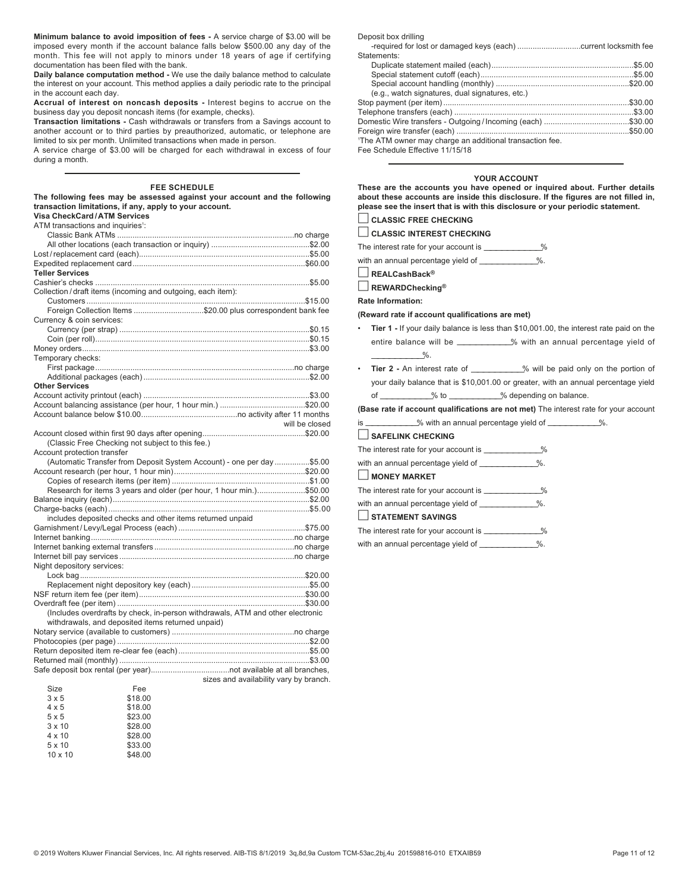**Minimum balance to avoid imposition of fees -** A service charge of $3.00 will be imposed every month if the account balance falls below $500.00 any day of the month. This fee will not apply to minors under 18 years of age if certifying documentation has been filed with the bank.

**Daily balance computation method -** We use the daily balance method to calculate the interest on your account. This method applies a daily periodic rate to the principal in the account each day.

**Accrual of interest on noncash deposits -** Interest begins to accrue on the business day you deposit noncash items (for example, checks).

**Transaction limitations -** Cash withdrawals or transfers from a Savings account to another account or to third parties by preauthorized, automatic, or telephone are limited to six per month. Unlimited transactions when made in person.

A service charge of $3.00 will be charged for each withdrawal in excess of four during a month.

---

## FEE SCHEDULE

**The following fees may be assessed against your account and the following transaction limitations, if any, apply to your account.**

**Visa CheckCard / ATM Services**

ATM transactions and inquiries[1]:
- Classic Bank ATMs .................................................................................no charge
- All other locations (each transaction or inquiry) ..............................................$2.00

Lost / replacement card (each)..............................................................................$5.00
Expedited replacement card...............................................................................$60.00

**Teller Services**

Cashier's checks ..................................................................................................$5.00
Collection / draft items (incoming and outgoing, each item):
- Customers .......................................................................................................$15.00
- Foreign Collection Items ................................$20.00 plus correspondent bank fee

Currency & coin services:
- Currency (per strap) ...........................................................................................$0.15
- Coin (per roll).....................................................................................................$0.15

Money orders.........................................................................................................$3.00
Temporary checks:
- First package...............................................................................................no charge
- Additional packages (each) ..............................................................................$2.00

**Other Services**

Account activity printout (each) .............................................................................$3.00
Account balancing assistance (per hour, 1 hour min.) .........................................$20.00
Account balance below $10.00...........................................no activity after 11 months will be closed
Account closed within first 90 days after opening................................................$20.00
(Classic Free Checking not subject to this fee.)
Account protection transfer
(Automatic Transfer from Deposit System Account) - one per day ................$5.00
Account research (per hour, 1 hour min)..............................................................$20.00
- Copies of research items (per item) ..................................................................$1.00
- Research for items 3 years and older (per hour, 1 hour min.).......................$50.00

Balance inquiry (each)............................................................................................$2.00
Charge-backs (each)...............................................................................................$5.00
includes deposited checks and other items returned unpaid
Garnishment / Levy/Legal Process (each) ...........................................................$75.00
Internet banking............................................................................................no charge
Internet banking external transfers ..............................................................no charge
Internet bill pay services ...............................................................................no charge
Night depository services:
- Lock bag ..........................................................................................................$20.00
- Replacement night depository key (each) .........................................................$5.00

NSF return item fee (per item)..............................................................................$30.00
Overdraft fee (per item) ........................................................................................$30.00
(Includes overdrafts by check, in-person withdrawals, ATM and other electronic withdrawals, and deposited items returned unpaid)
Notary service (available to customers) .......................................................no charge
Photocopies (per page) ..........................................................................................$2.00
Return deposited item re-clear fee (each)..............................................................$5.00
Returned mail (monthly) .........................................................................................$3.00
Safe deposit box rental (per year)....................................not available at all branches, sizes and availability vary by branch.

| Size | Fee |
|---|---|
| 3 x 5 | $18.00 |
| 4 x 5 | $18.00 |
| 5 x 5 | $23.00 |
| 3 x 10 | $28.00 |
| 4 x 10 | $28.00 |
| 5 x 10 | $33.00 |
| 10 x 10 | $48.00 |

Deposit box drilling
-required for lost or damaged keys (each) ............................current locksmith fee

Statements:
- Duplicate statement mailed (each).....................................................................$5.00
- Special statement cutoff (each)..........................................................................$5.00
- Special account handling (monthly) .................................................................$20.00
(e.g., watch signatures, dual signatures, etc.)

Stop payment (per item).......................................................................................$30.00
Telephone transfers (each) ....................................................................................$3.00
Domestic Wire transfers - Outgoing / Incoming (each) ........................................$30.00
Foreign wire transfer (each) .................................................................................$50.00

[1]The ATM owner may charge an additional transaction fee.

Fee Schedule Effective 11/15/18

---

## YOUR ACCOUNT

**These are the accounts you have opened or inquired about. Further details about these accounts are inside this disclosure. If the figures are not filled in, please see the insert that is with this disclosure or your periodic statement.**

☐ **CLASSIC FREE CHECKING**

☐ **CLASSIC INTEREST CHECKING**

The interest rate for your account is ____________%
with an annual percentage yield of ____________%.

☐ **REALCashBack®**

☐ **REWARDChecking®**

**Rate Information:**

**(Reward rate if account qualifications are met)**

- **Tier 1 -** If your daily balance is less than $10,001.00, the interest rate paid on the entire balance will be ___________% with an annual percentage yield of ___________%.
- **Tier 2 -** An interest rate of ___________% will be paid only on the portion of your daily balance that is $10,001.00 or greater, with an annual percentage yield of ___________% to ___________% depending on balance.

**(Base rate if account qualifications are not met)** The interest rate for your account is ___________% with an annual percentage yield of ___________%.

☐ **SAFELINK CHECKING**

The interest rate for your account is ____________%
with an annual percentage yield of ____________%.

☐ **MONEY MARKET**

The interest rate for your account is ____________%
with an annual percentage yield of ____________%.

☐ **STATEMENT SAVINGS**

The interest rate for your account is ____________%
with an annual percentage yield of ____________%.

© 2019 Wolters Kluwer Financial Services, Inc. All rights reserved. AIB-TIS 8/1/2019 3q,8d,9a Custom TCM-53ac,2bj,4u 201598816-010 ETXAIB59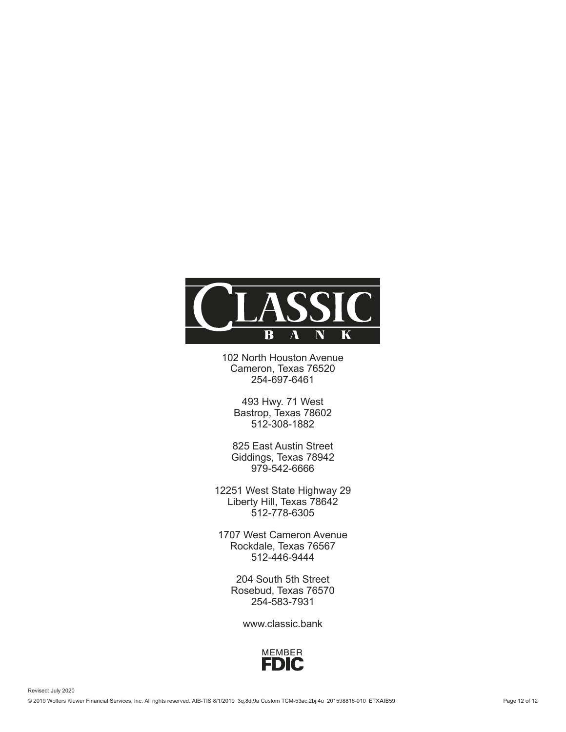CLASSIC BANK

102 North Houston Avenue
Cameron, Texas 76520
254-697-6461

493 Hwy. 71 West
Bastrop, Texas 78602
512-308-1882

825 East Austin Street
Giddings, Texas 78942
979-542-6666

12251 West State Highway 29
Liberty Hill, Texas 78642
512-778-6305

1707 West Cameron Avenue
Rockdale, Texas 76567
512-446-9444

204 South 5th Street
Rosebud, Texas 76570
254-583-7931

www.classic.bank

MEMBER
FDIC

Revised: July 2020

© 2019 Wolters Kluwer Financial Services, Inc. All rights reserved. AIB-TIS 8/1/2019 3q,8d,9a Custom TCM-53ac,2bj,4u 201598816-010 ETXAIB59